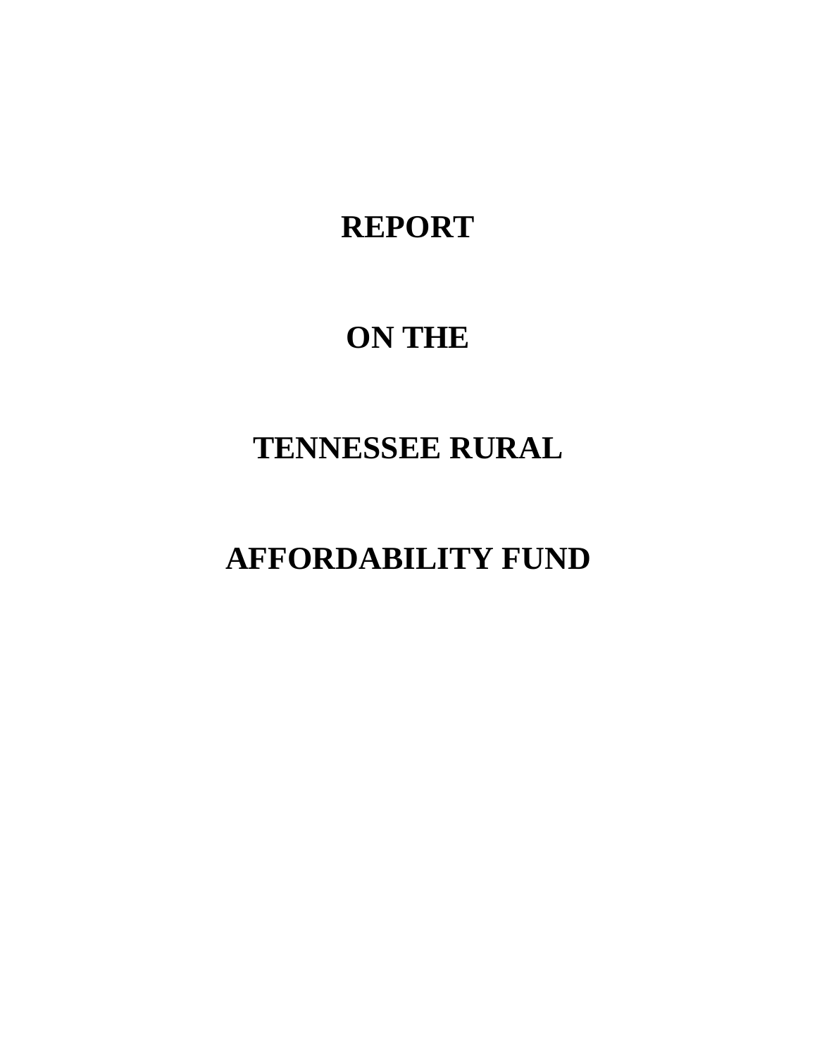# REPORT

# ON THE

# TENNESSEE RURAL

# AFFORDABILITY FUND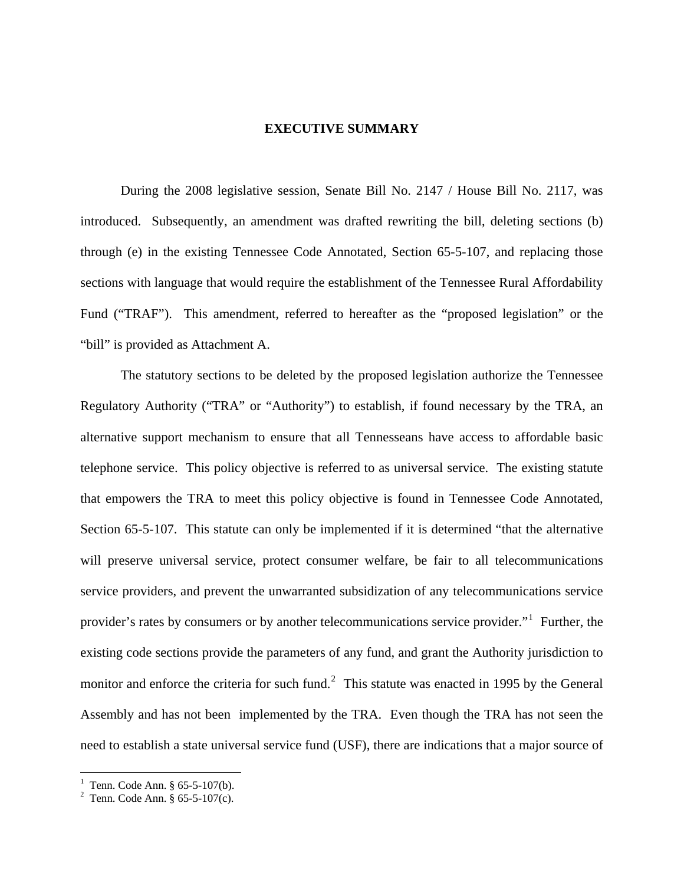# EXECUTIVE SUMMARY

During the 2008 legislative session, Senate Bill No. 2147 / House Bill No. 2117, was introduced. Subsequently, an amendment was drafted rewriting the bill, deleting sections (b) through (e) in the existing Tennessee Code Annotated, Section 65-5-107, and replacing those sections with language that would require the establishment of the Tennessee Rural Affordability Fund ("TRAF"). This amendment, referred to hereafter as the "proposed legislation" or the "bill" is provided as Attachment A.

The statutory sections to be deleted by the proposed legislation authorize the Tennessee Regulatory Authority ("TRA" or "Authority") to establish, if found necessary by the TRA, an alternative support mechanism to ensure that all Tennesseans have access to affordable basic telephone service. This policy objective is referred to as universal service. The existing statute that empowers the TRA to meet this policy objective is found in Tennessee Code Annotated, Section 65-5-107. This statute can only be implemented if it is determined "that the alternative will preserve universal service, protect consumer welfare, be fair to all telecommunications service providers, and prevent the unwarranted subsidization of any telecommunications service provider's rates by consumers or by another telecommunications service provider."[1] Further, the existing code sections provide the parameters of any fund, and grant the Authority jurisdiction to monitor and enforce the criteria for such fund.[2] This statute was enacted in 1995 by the General Assembly and has not been implemented by the TRA. Even though the TRA has not seen the need to establish a state universal service fund (USF), there are indications that a major source of

---

[1] Tenn. Code Ann. § 65-5-107(b).

[2] Tenn. Code Ann. § 65-5-107(c).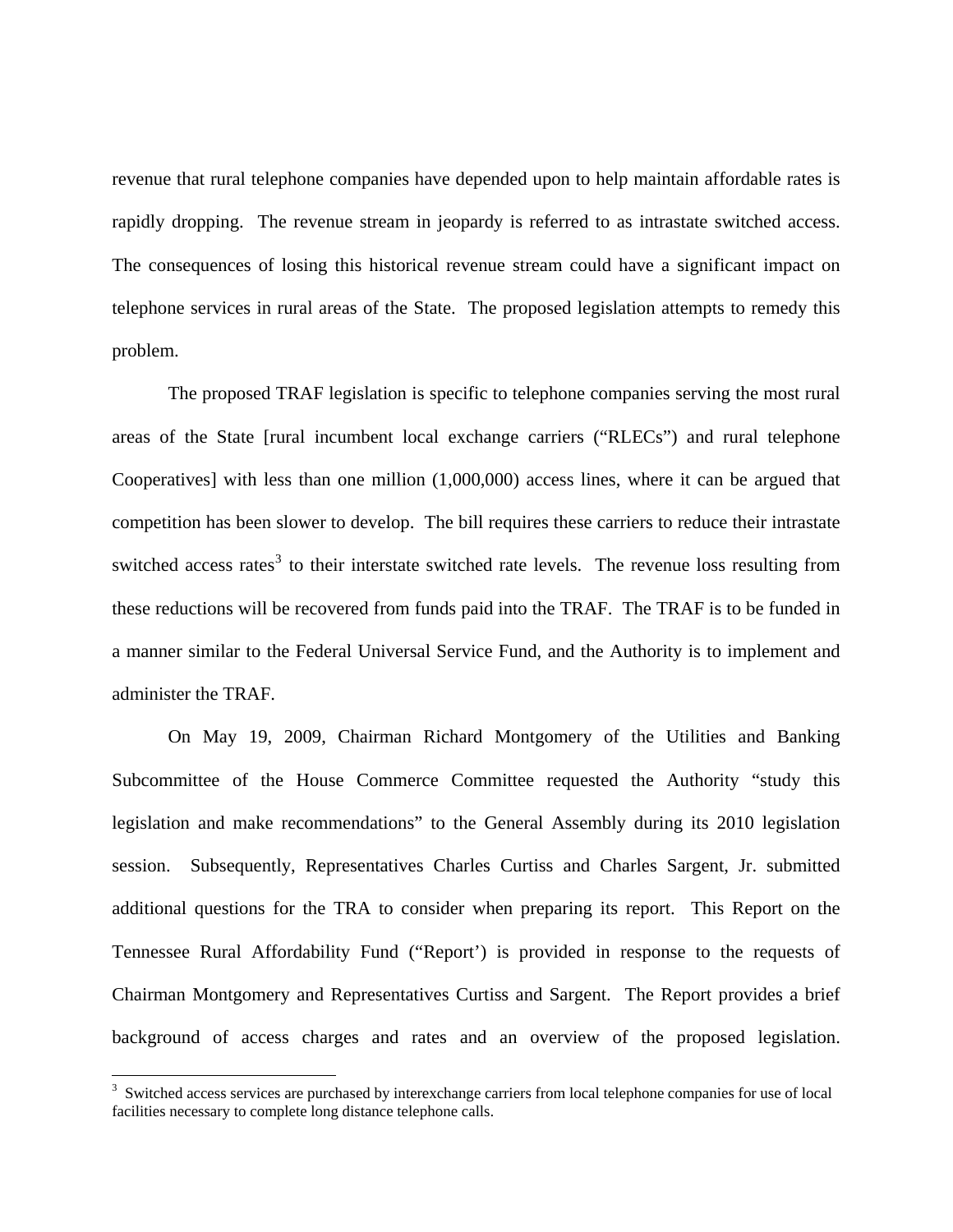revenue that rural telephone companies have depended upon to help maintain affordable rates is rapidly dropping. The revenue stream in jeopardy is referred to as intrastate switched access. The consequences of losing this historical revenue stream could have a significant impact on telephone services in rural areas of the State. The proposed legislation attempts to remedy this problem.

The proposed TRAF legislation is specific to telephone companies serving the most rural areas of the State [rural incumbent local exchange carriers ("RLECs") and rural telephone Cooperatives] with less than one million (1,000,000) access lines, where it can be argued that competition has been slower to develop. The bill requires these carriers to reduce their intrastate switched access rates[3] to their interstate switched rate levels. The revenue loss resulting from these reductions will be recovered from funds paid into the TRAF. The TRAF is to be funded in a manner similar to the Federal Universal Service Fund, and the Authority is to implement and administer the TRAF.

On May 19, 2009, Chairman Richard Montgomery of the Utilities and Banking Subcommittee of the House Commerce Committee requested the Authority "study this legislation and make recommendations" to the General Assembly during its 2010 legislation session. Subsequently, Representatives Charles Curtiss and Charles Sargent, Jr. submitted additional questions for the TRA to consider when preparing its report. This Report on the Tennessee Rural Affordability Fund ("Report') is provided in response to the requests of Chairman Montgomery and Representatives Curtiss and Sargent. The Report provides a brief background of access charges and rates and an overview of the proposed legislation.

[3] Switched access services are purchased by interexchange carriers from local telephone companies for use of local facilities necessary to complete long distance telephone calls.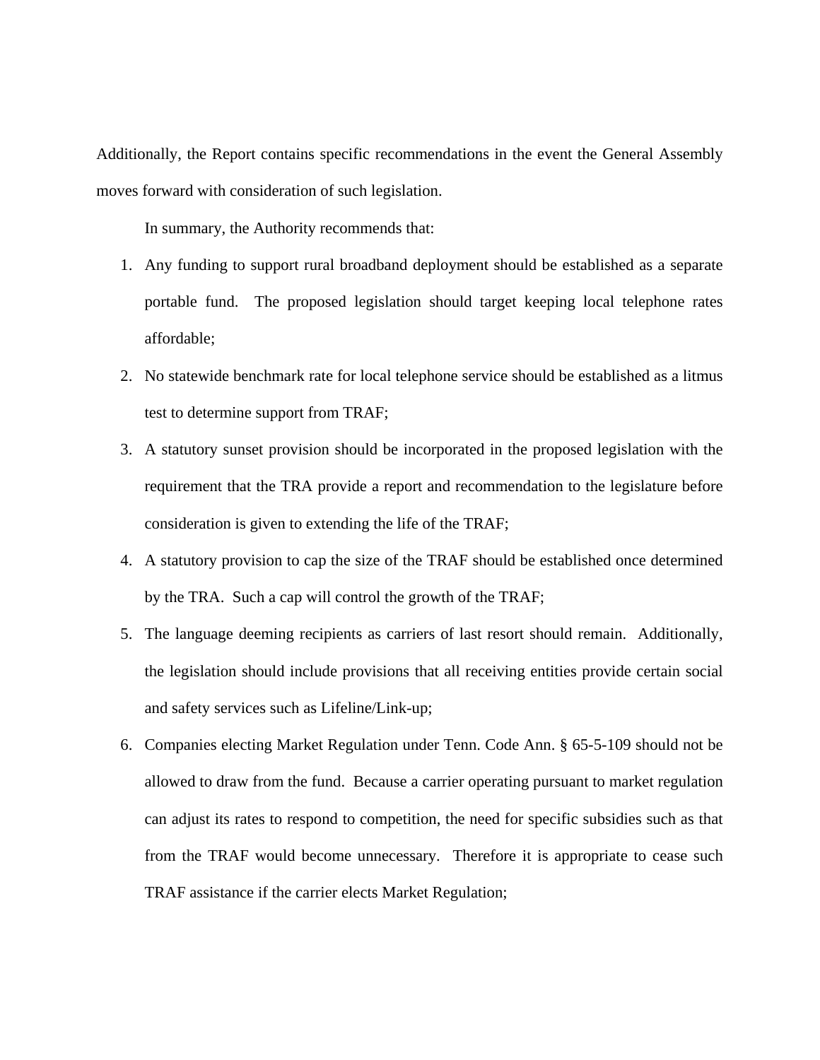Additionally, the Report contains specific recommendations in the event the General Assembly moves forward with consideration of such legislation.

In summary, the Authority recommends that:

1. Any funding to support rural broadband deployment should be established as a separate portable fund. The proposed legislation should target keeping local telephone rates affordable;
2. No statewide benchmark rate for local telephone service should be established as a litmus test to determine support from TRAF;
3. A statutory sunset provision should be incorporated in the proposed legislation with the requirement that the TRA provide a report and recommendation to the legislature before consideration is given to extending the life of the TRAF;
4. A statutory provision to cap the size of the TRAF should be established once determined by the TRA. Such a cap will control the growth of the TRAF;
5. The language deeming recipients as carriers of last resort should remain. Additionally, the legislation should include provisions that all receiving entities provide certain social and safety services such as Lifeline/Link-up;
6. Companies electing Market Regulation under Tenn. Code Ann. § 65-5-109 should not be allowed to draw from the fund. Because a carrier operating pursuant to market regulation can adjust its rates to respond to competition, the need for specific subsidies such as that from the TRAF would become unnecessary. Therefore it is appropriate to cease such TRAF assistance if the carrier elects Market Regulation;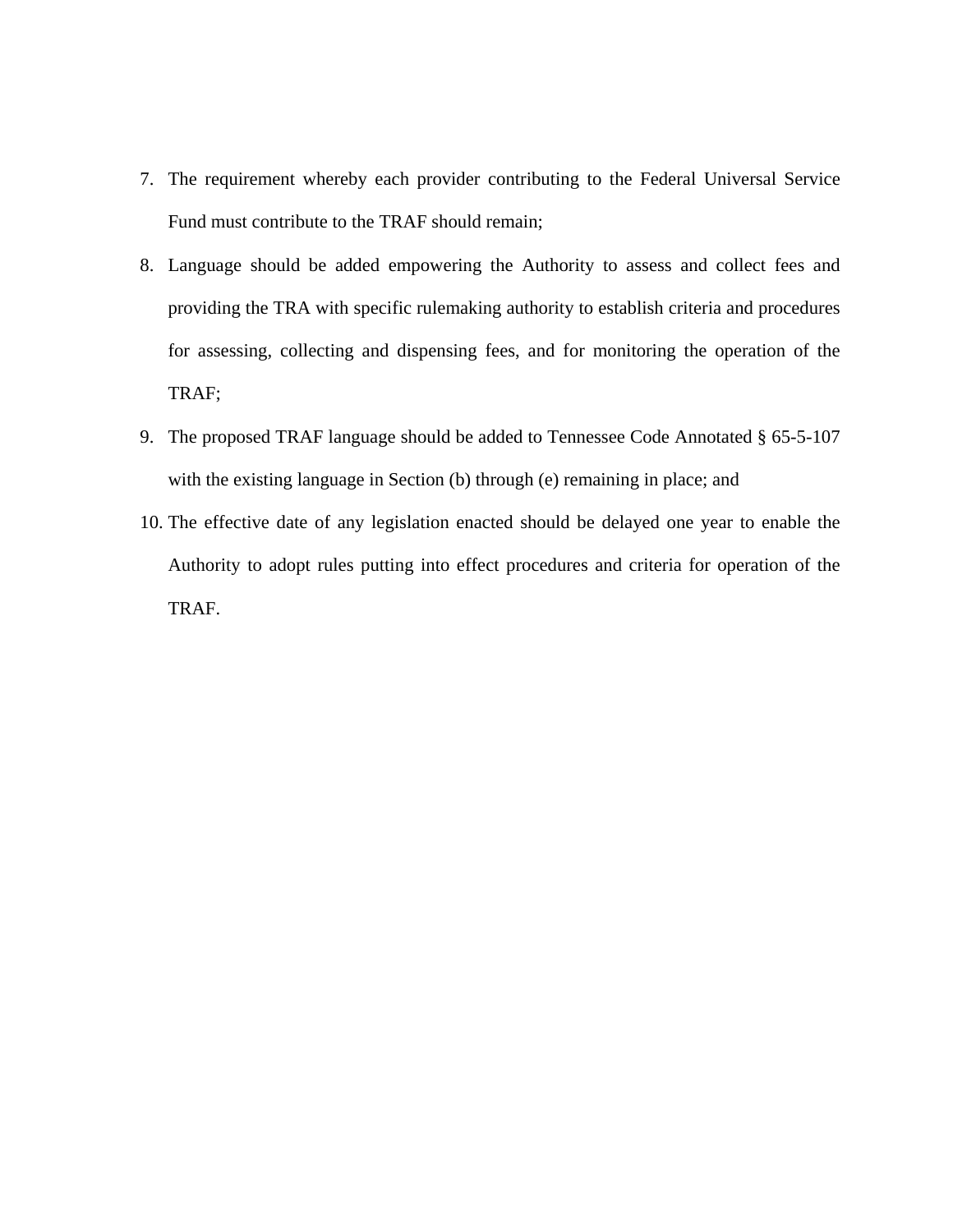7. The requirement whereby each provider contributing to the Federal Universal Service Fund must contribute to the TRAF should remain;
8. Language should be added empowering the Authority to assess and collect fees and providing the TRA with specific rulemaking authority to establish criteria and procedures for assessing, collecting and dispensing fees, and for monitoring the operation of the TRAF;
9. The proposed TRAF language should be added to Tennessee Code Annotated § 65-5-107 with the existing language in Section (b) through (e) remaining in place; and
10. The effective date of any legislation enacted should be delayed one year to enable the Authority to adopt rules putting into effect procedures and criteria for operation of the TRAF.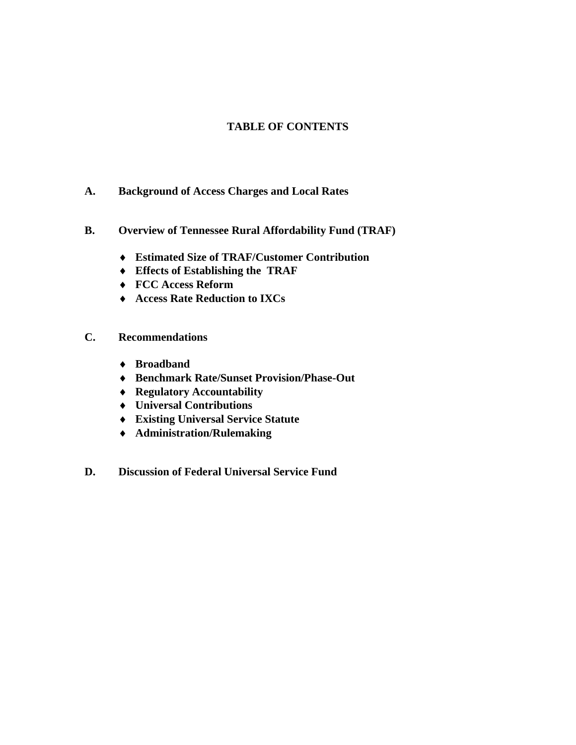# TABLE OF CONTENTS

**A. Background of Access Charges and Local Rates**

**B. Overview of Tennessee Rural Affordability Fund (TRAF)**

- **Estimated Size of TRAF/Customer Contribution**
- **Effects of Establishing the TRAF**
- **FCC Access Reform**
- **Access Rate Reduction to IXCs**

**C. Recommendations**

- **Broadband**
- **Benchmark Rate/Sunset Provision/Phase-Out**
- **Regulatory Accountability**
- **Universal Contributions**
- **Existing Universal Service Statute**
- **Administration/Rulemaking**

**D. Discussion of Federal Universal Service Fund**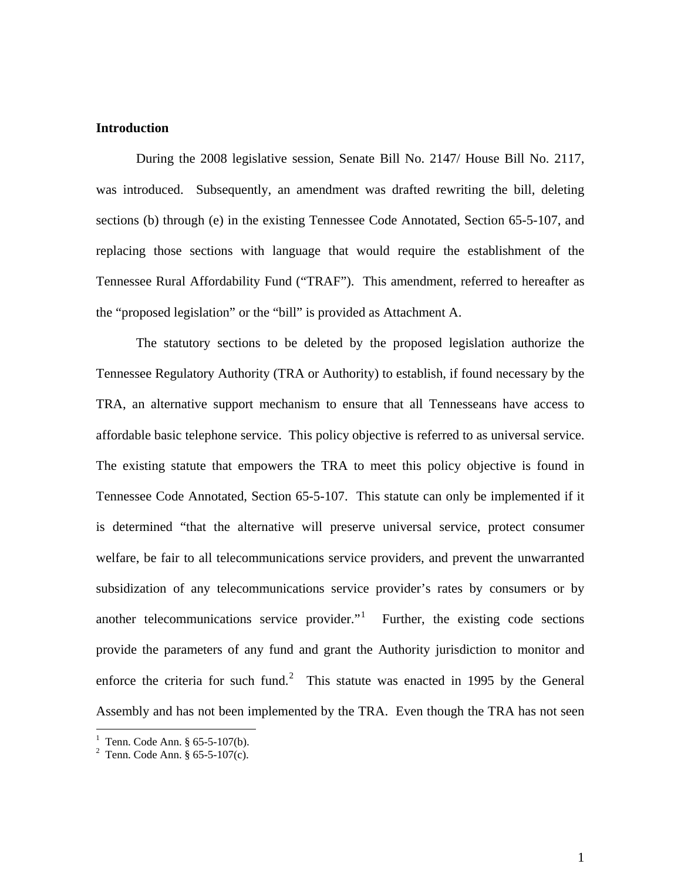**Introduction**

During the 2008 legislative session, Senate Bill No. 2147/ House Bill No. 2117, was introduced. Subsequently, an amendment was drafted rewriting the bill, deleting sections (b) through (e) in the existing Tennessee Code Annotated, Section 65-5-107, and replacing those sections with language that would require the establishment of the Tennessee Rural Affordability Fund ("TRAF"). This amendment, referred to hereafter as the "proposed legislation" or the "bill" is provided as Attachment A.

The statutory sections to be deleted by the proposed legislation authorize the Tennessee Regulatory Authority (TRA or Authority) to establish, if found necessary by the TRA, an alternative support mechanism to ensure that all Tennesseans have access to affordable basic telephone service. This policy objective is referred to as universal service. The existing statute that empowers the TRA to meet this policy objective is found in Tennessee Code Annotated, Section 65-5-107. This statute can only be implemented if it is determined "that the alternative will preserve universal service, protect consumer welfare, be fair to all telecommunications service providers, and prevent the unwarranted subsidization of any telecommunications service provider's rates by consumers or by another telecommunications service provider."[1] Further, the existing code sections provide the parameters of any fund and grant the Authority jurisdiction to monitor and enforce the criteria for such fund.[2] This statute was enacted in 1995 by the General Assembly and has not been implemented by the TRA. Even though the TRA has not seen

[1] Tenn. Code Ann. § 65-5-107(b).
[2] Tenn. Code Ann. § 65-5-107(c).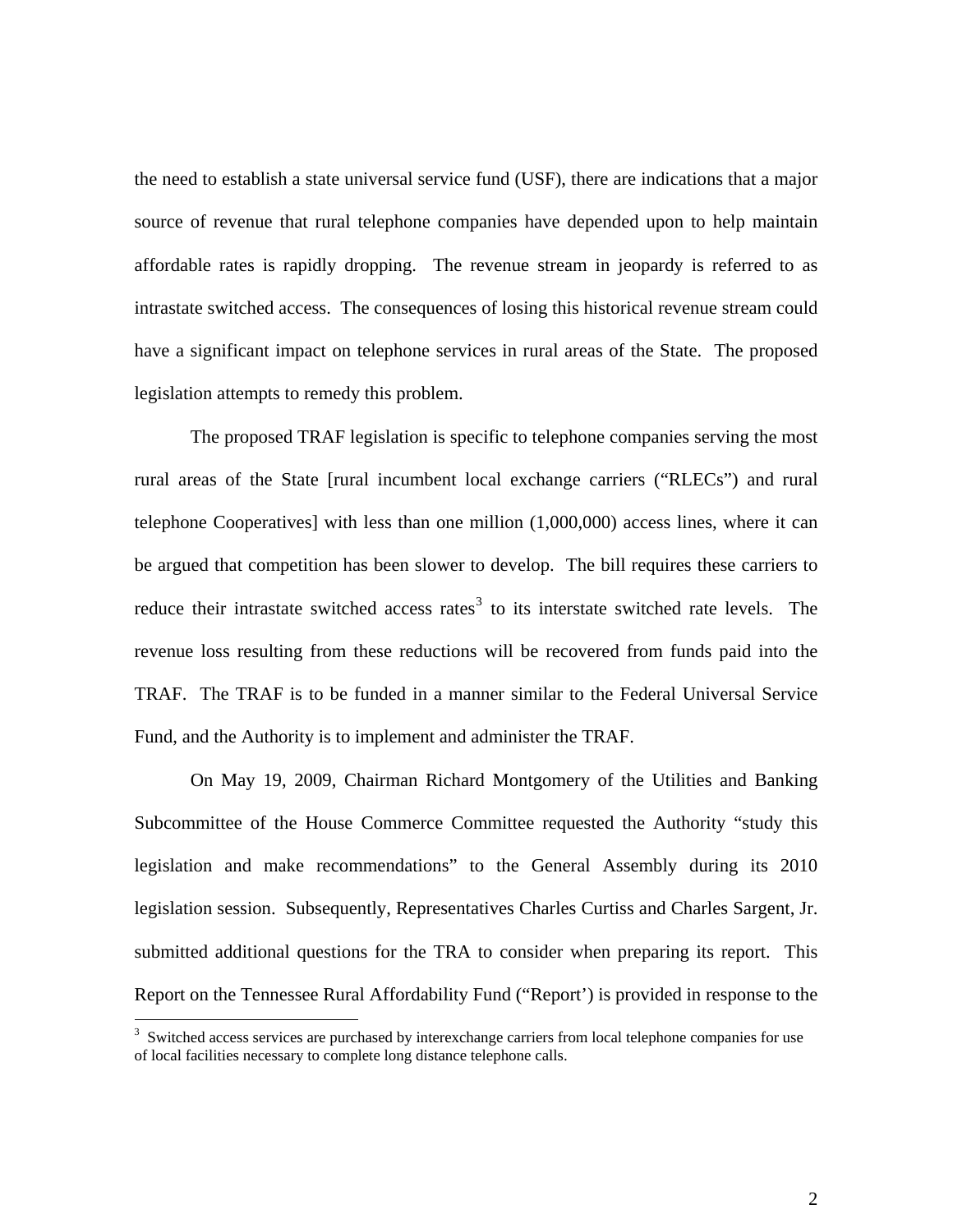the need to establish a state universal service fund (USF), there are indications that a major source of revenue that rural telephone companies have depended upon to help maintain affordable rates is rapidly dropping. The revenue stream in jeopardy is referred to as intrastate switched access. The consequences of losing this historical revenue stream could have a significant impact on telephone services in rural areas of the State. The proposed legislation attempts to remedy this problem.

The proposed TRAF legislation is specific to telephone companies serving the most rural areas of the State [rural incumbent local exchange carriers ("RLECs") and rural telephone Cooperatives] with less than one million (1,000,000) access lines, where it can be argued that competition has been slower to develop. The bill requires these carriers to reduce their intrastate switched access rates[3] to its interstate switched rate levels. The revenue loss resulting from these reductions will be recovered from funds paid into the TRAF. The TRAF is to be funded in a manner similar to the Federal Universal Service Fund, and the Authority is to implement and administer the TRAF.

On May 19, 2009, Chairman Richard Montgomery of the Utilities and Banking Subcommittee of the House Commerce Committee requested the Authority "study this legislation and make recommendations" to the General Assembly during its 2010 legislation session. Subsequently, Representatives Charles Curtiss and Charles Sargent, Jr. submitted additional questions for the TRA to consider when preparing its report. This Report on the Tennessee Rural Affordability Fund ("Report') is provided in response to the

[3] Switched access services are purchased by interexchange carriers from local telephone companies for use of local facilities necessary to complete long distance telephone calls.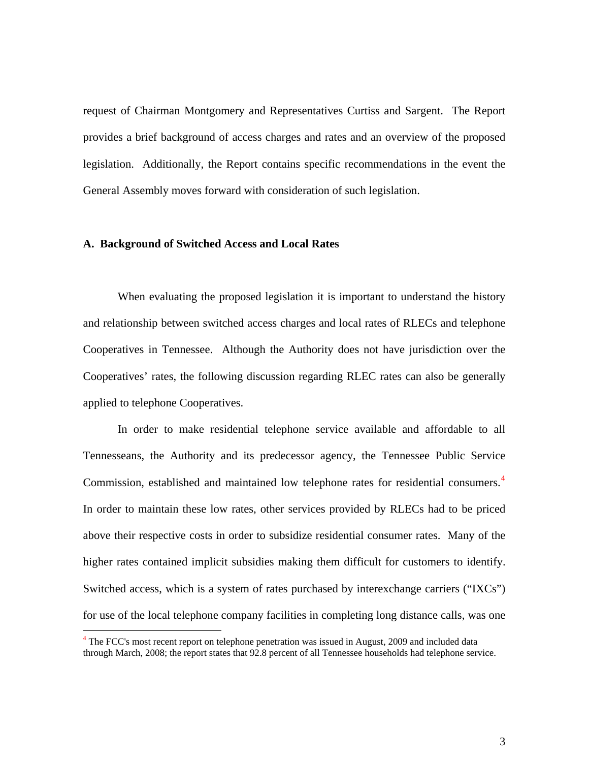request of Chairman Montgomery and Representatives Curtiss and Sargent. The Report provides a brief background of access charges and rates and an overview of the proposed legislation. Additionally, the Report contains specific recommendations in the event the General Assembly moves forward with consideration of such legislation.

### A. Background of Switched Access and Local Rates

When evaluating the proposed legislation it is important to understand the history and relationship between switched access charges and local rates of RLECs and telephone Cooperatives in Tennessee. Although the Authority does not have jurisdiction over the Cooperatives' rates, the following discussion regarding RLEC rates can also be generally applied to telephone Cooperatives.

In order to make residential telephone service available and affordable to all Tennesseans, the Authority and its predecessor agency, the Tennessee Public Service Commission, established and maintained low telephone rates for residential consumers.[4] In order to maintain these low rates, other services provided by RLECs had to be priced above their respective costs in order to subsidize residential consumer rates. Many of the higher rates contained implicit subsidies making them difficult for customers to identify. Switched access, which is a system of rates purchased by interexchange carriers ("IXCs") for use of the local telephone company facilities in completing long distance calls, was one

[4] The FCC's most recent report on telephone penetration was issued in August, 2009 and included data through March, 2008; the report states that 92.8 percent of all Tennessee households had telephone service.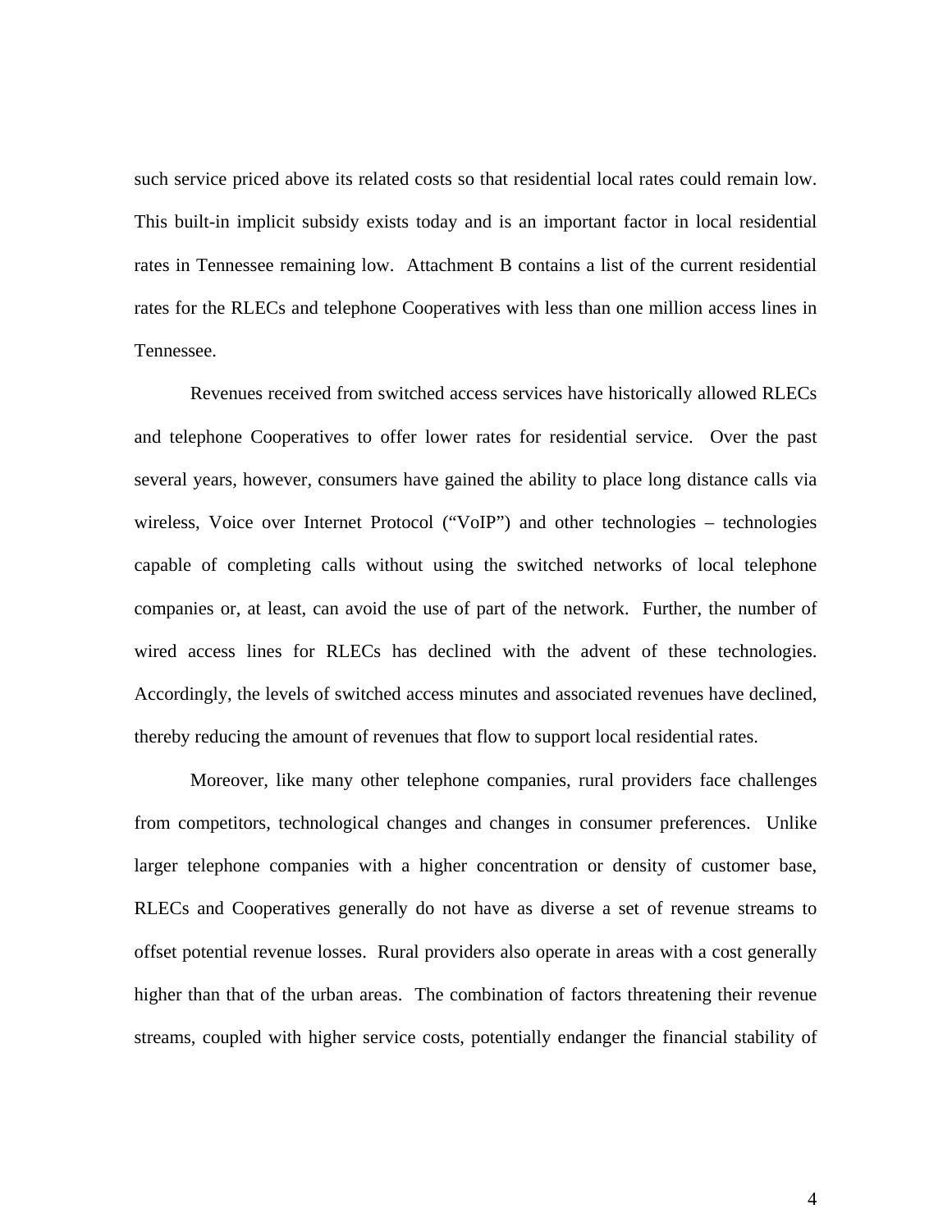such service priced above its related costs so that residential local rates could remain low. This built-in implicit subsidy exists today and is an important factor in local residential rates in Tennessee remaining low. Attachment B contains a list of the current residential rates for the RLECs and telephone Cooperatives with less than one million access lines in Tennessee.

Revenues received from switched access services have historically allowed RLECs and telephone Cooperatives to offer lower rates for residential service. Over the past several years, however, consumers have gained the ability to place long distance calls via wireless, Voice over Internet Protocol ("VoIP") and other technologies – technologies capable of completing calls without using the switched networks of local telephone companies or, at least, can avoid the use of part of the network. Further, the number of wired access lines for RLECs has declined with the advent of these technologies. Accordingly, the levels of switched access minutes and associated revenues have declined, thereby reducing the amount of revenues that flow to support local residential rates.

Moreover, like many other telephone companies, rural providers face challenges from competitors, technological changes and changes in consumer preferences. Unlike larger telephone companies with a higher concentration or density of customer base, RLECs and Cooperatives generally do not have as diverse a set of revenue streams to offset potential revenue losses. Rural providers also operate in areas with a cost generally higher than that of the urban areas. The combination of factors threatening their revenue streams, coupled with higher service costs, potentially endanger the financial stability of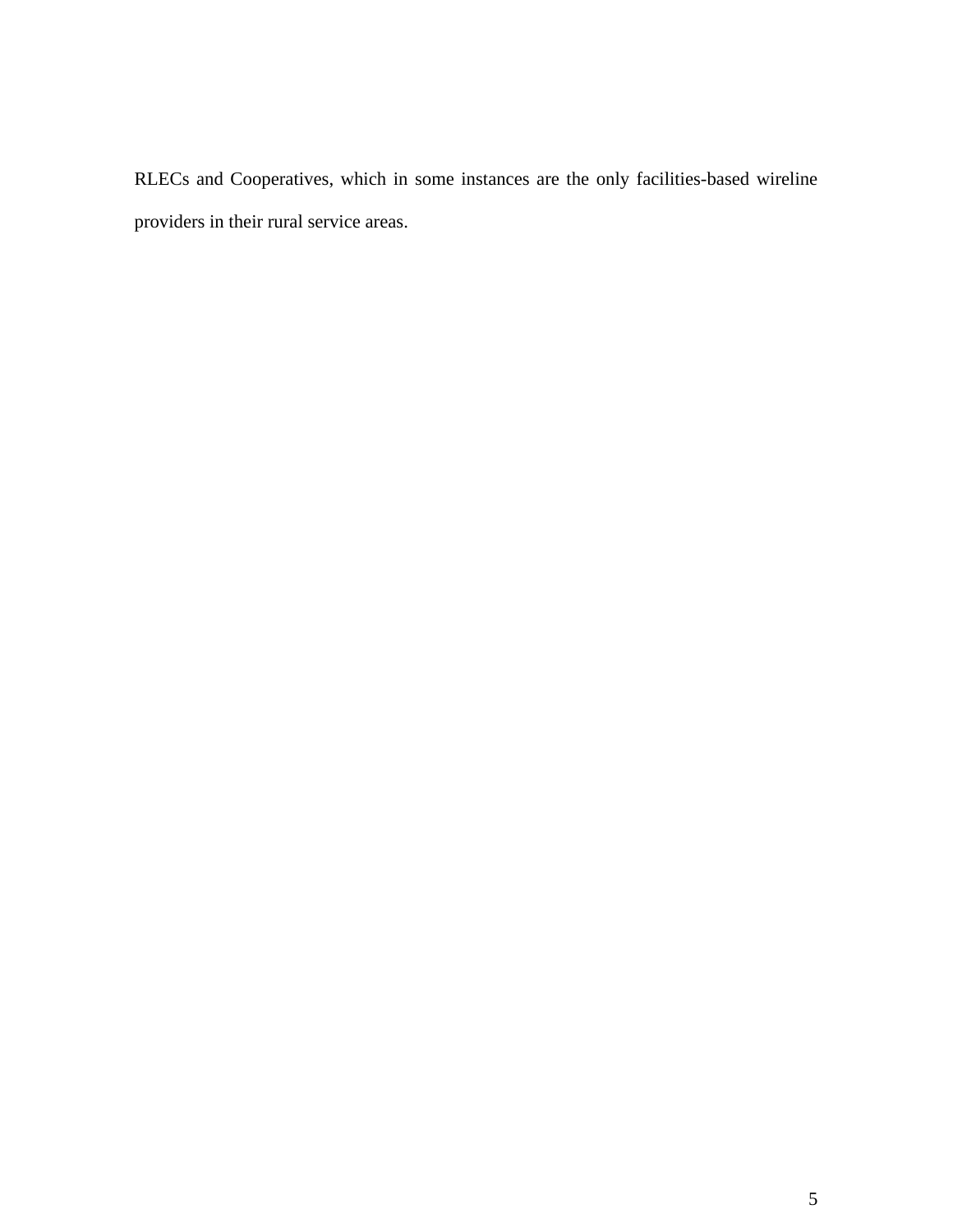RLECs and Cooperatives, which in some instances are the only facilities-based wireline providers in their rural service areas.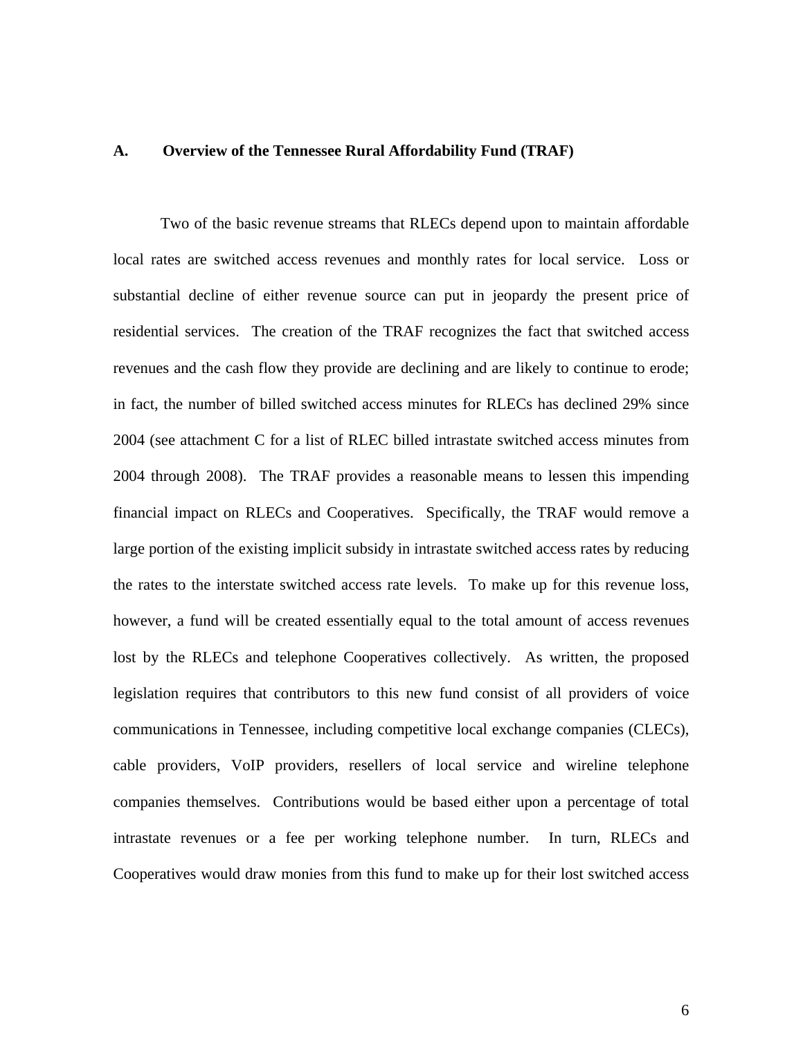## A. Overview of the Tennessee Rural Affordability Fund (TRAF)

Two of the basic revenue streams that RLECs depend upon to maintain affordable local rates are switched access revenues and monthly rates for local service. Loss or substantial decline of either revenue source can put in jeopardy the present price of residential services. The creation of the TRAF recognizes the fact that switched access revenues and the cash flow they provide are declining and are likely to continue to erode; in fact, the number of billed switched access minutes for RLECs has declined 29% since 2004 (see attachment C for a list of RLEC billed intrastate switched access minutes from 2004 through 2008). The TRAF provides a reasonable means to lessen this impending financial impact on RLECs and Cooperatives. Specifically, the TRAF would remove a large portion of the existing implicit subsidy in intrastate switched access rates by reducing the rates to the interstate switched access rate levels. To make up for this revenue loss, however, a fund will be created essentially equal to the total amount of access revenues lost by the RLECs and telephone Cooperatives collectively. As written, the proposed legislation requires that contributors to this new fund consist of all providers of voice communications in Tennessee, including competitive local exchange companies (CLECs), cable providers, VoIP providers, resellers of local service and wireline telephone companies themselves. Contributions would be based either upon a percentage of total intrastate revenues or a fee per working telephone number. In turn, RLECs and Cooperatives would draw monies from this fund to make up for their lost switched access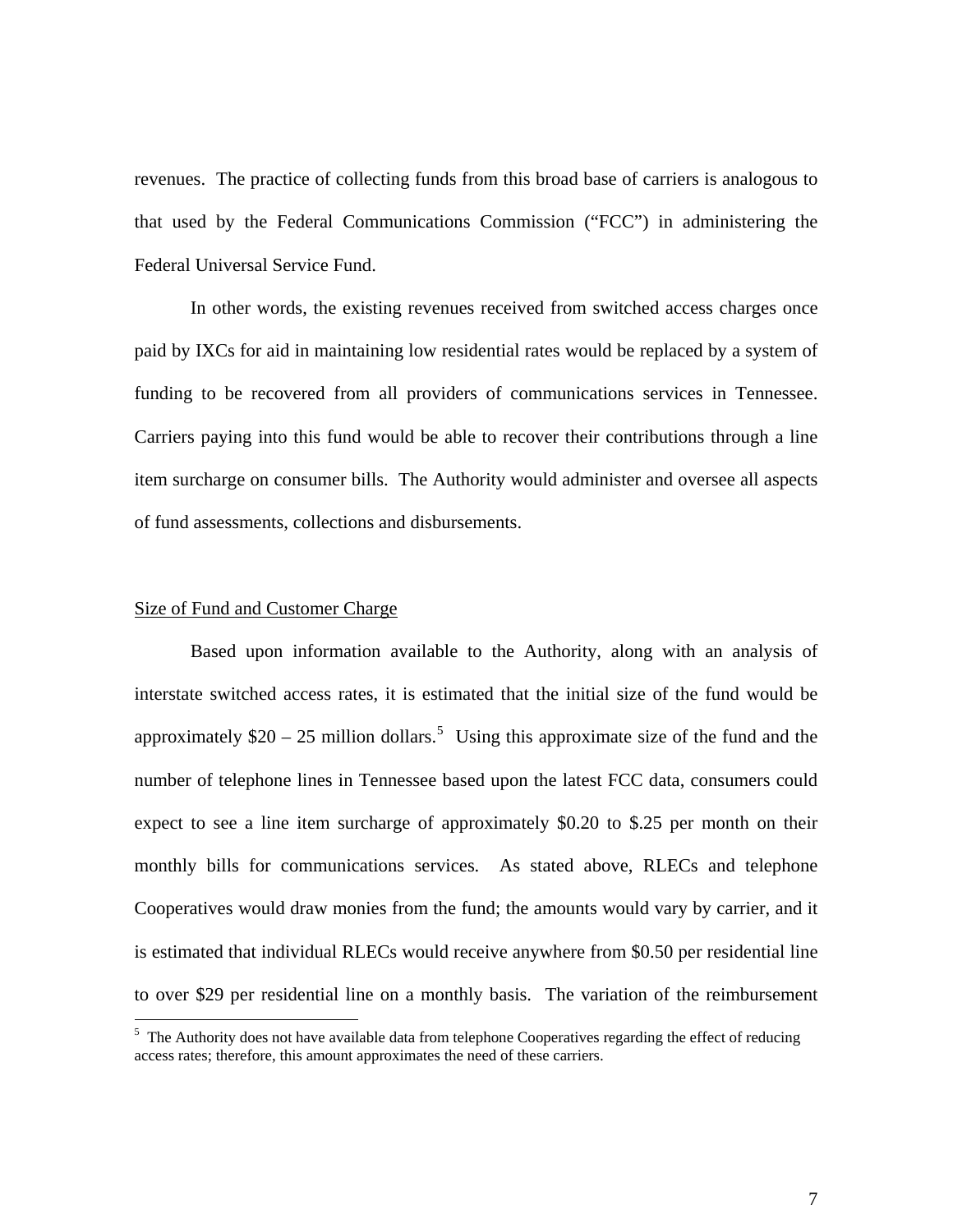revenues. The practice of collecting funds from this broad base of carriers is analogous to that used by the Federal Communications Commission ("FCC") in administering the Federal Universal Service Fund.

In other words, the existing revenues received from switched access charges once paid by IXCs for aid in maintaining low residential rates would be replaced by a system of funding to be recovered from all providers of communications services in Tennessee. Carriers paying into this fund would be able to recover their contributions through a line item surcharge on consumer bills. The Authority would administer and oversee all aspects of fund assessments, collections and disbursements.

Size of Fund and Customer Charge

Based upon information available to the Authority, along with an analysis of interstate switched access rates, it is estimated that the initial size of the fund would be approximately $20 – 25 million dollars.[5] Using this approximate size of the fund and the number of telephone lines in Tennessee based upon the latest FCC data, consumers could expect to see a line item surcharge of approximately $0.20 to $.25 per month on their monthly bills for communications services. As stated above, RLECs and telephone Cooperatives would draw monies from the fund; the amounts would vary by carrier, and it is estimated that individual RLECs would receive anywhere from $0.50 per residential line to over $29 per residential line on a monthly basis. The variation of the reimbursement

[5] The Authority does not have available data from telephone Cooperatives regarding the effect of reducing access rates; therefore, this amount approximates the need of these carriers.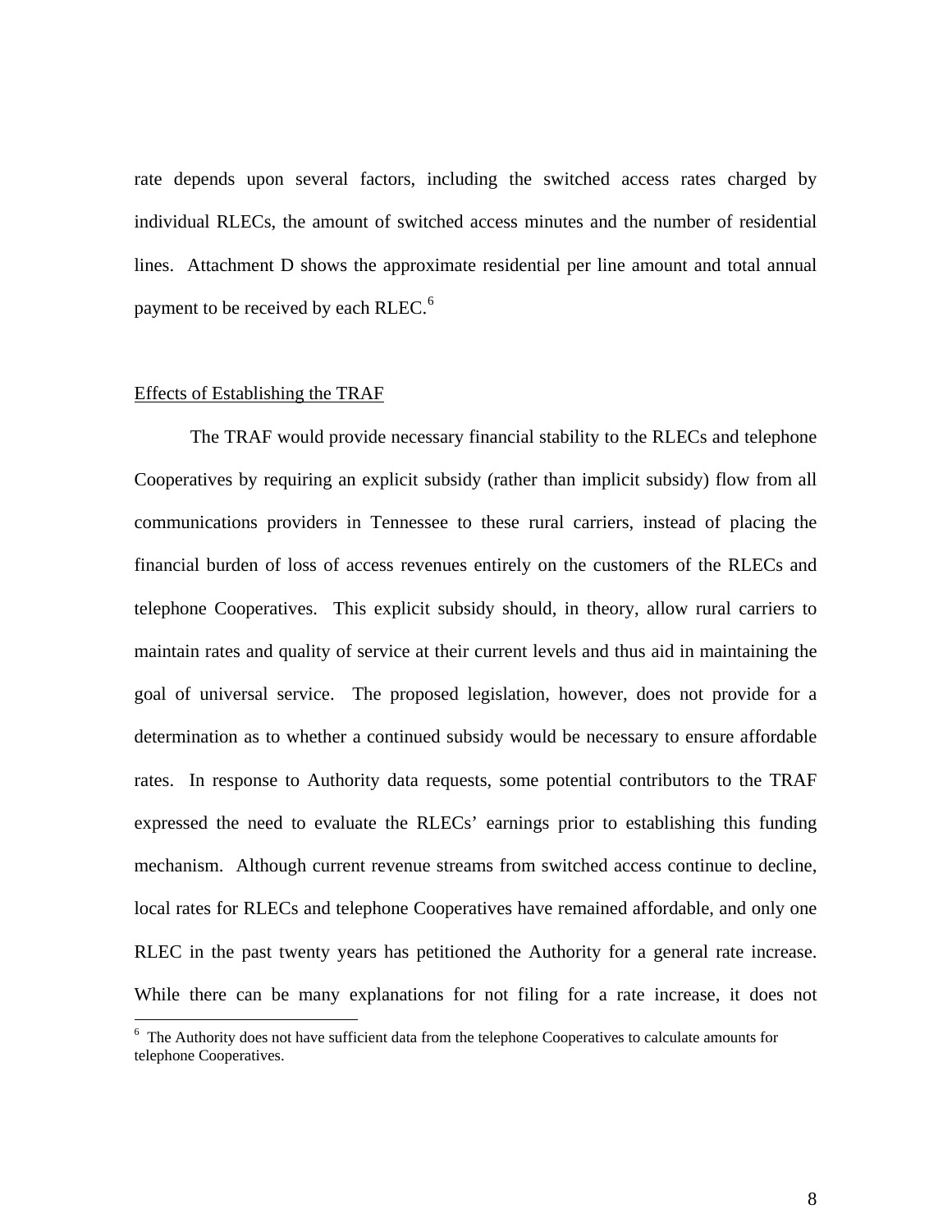rate depends upon several factors, including the switched access rates charged by individual RLECs, the amount of switched access minutes and the number of residential lines. Attachment D shows the approximate residential per line amount and total annual payment to be received by each RLEC.[6]

Effects of Establishing the TRAF

The TRAF would provide necessary financial stability to the RLECs and telephone Cooperatives by requiring an explicit subsidy (rather than implicit subsidy) flow from all communications providers in Tennessee to these rural carriers, instead of placing the financial burden of loss of access revenues entirely on the customers of the RLECs and telephone Cooperatives. This explicit subsidy should, in theory, allow rural carriers to maintain rates and quality of service at their current levels and thus aid in maintaining the goal of universal service. The proposed legislation, however, does not provide for a determination as to whether a continued subsidy would be necessary to ensure affordable rates. In response to Authority data requests, some potential contributors to the TRAF expressed the need to evaluate the RLECs' earnings prior to establishing this funding mechanism. Although current revenue streams from switched access continue to decline, local rates for RLECs and telephone Cooperatives have remained affordable, and only one RLEC in the past twenty years has petitioned the Authority for a general rate increase. While there can be many explanations for not filing for a rate increase, it does not

[6] The Authority does not have sufficient data from the telephone Cooperatives to calculate amounts for telephone Cooperatives.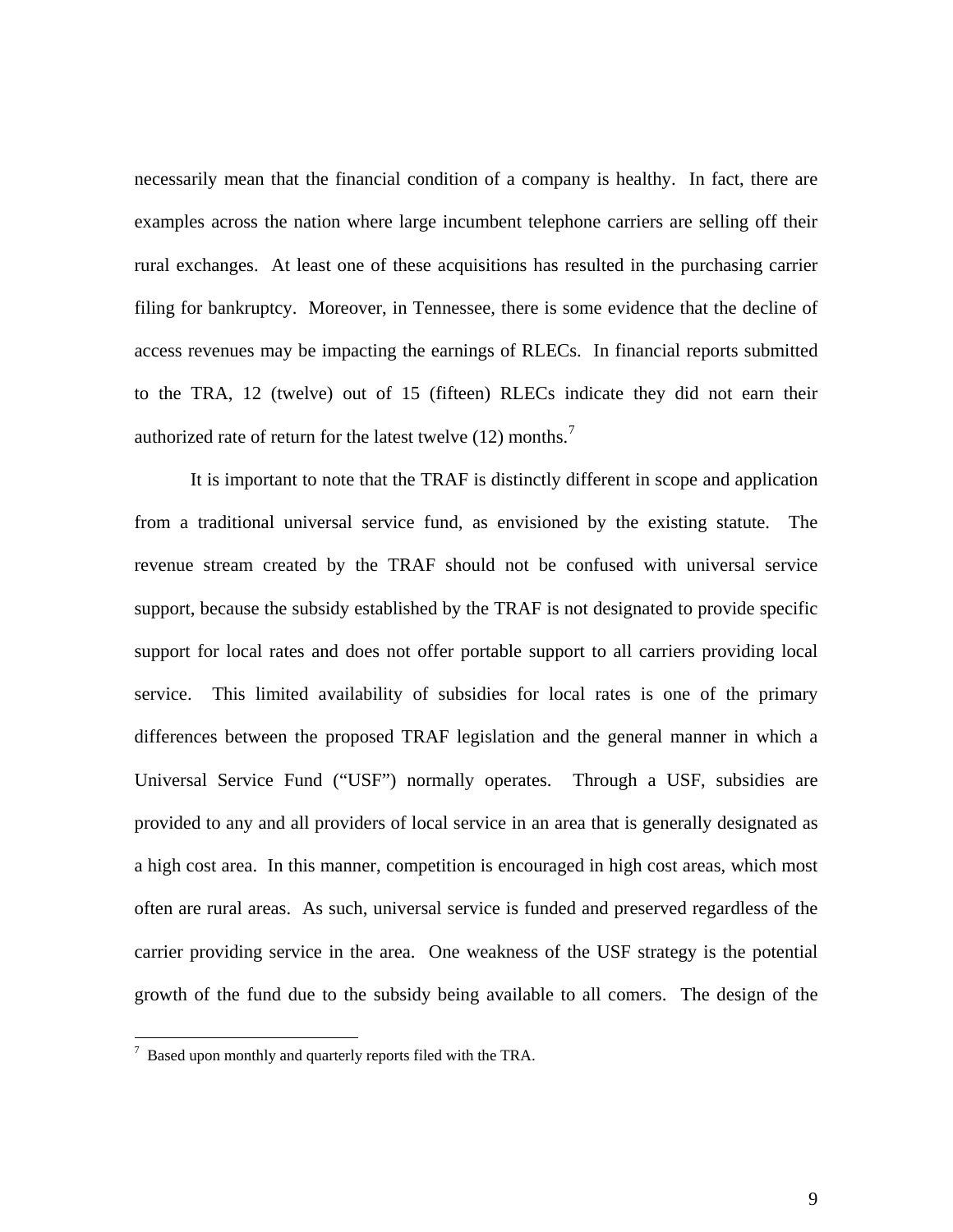necessarily mean that the financial condition of a company is healthy. In fact, there are examples across the nation where large incumbent telephone carriers are selling off their rural exchanges. At least one of these acquisitions has resulted in the purchasing carrier filing for bankruptcy. Moreover, in Tennessee, there is some evidence that the decline of access revenues may be impacting the earnings of RLECs. In financial reports submitted to the TRA, 12 (twelve) out of 15 (fifteen) RLECs indicate they did not earn their authorized rate of return for the latest twelve (12) months.[7]

It is important to note that the TRAF is distinctly different in scope and application from a traditional universal service fund, as envisioned by the existing statute. The revenue stream created by the TRAF should not be confused with universal service support, because the subsidy established by the TRAF is not designated to provide specific support for local rates and does not offer portable support to all carriers providing local service. This limited availability of subsidies for local rates is one of the primary differences between the proposed TRAF legislation and the general manner in which a Universal Service Fund ("USF") normally operates. Through a USF, subsidies are provided to any and all providers of local service in an area that is generally designated as a high cost area. In this manner, competition is encouraged in high cost areas, which most often are rural areas. As such, universal service is funded and preserved regardless of the carrier providing service in the area. One weakness of the USF strategy is the potential growth of the fund due to the subsidy being available to all comers. The design of the

---

[7] Based upon monthly and quarterly reports filed with the TRA.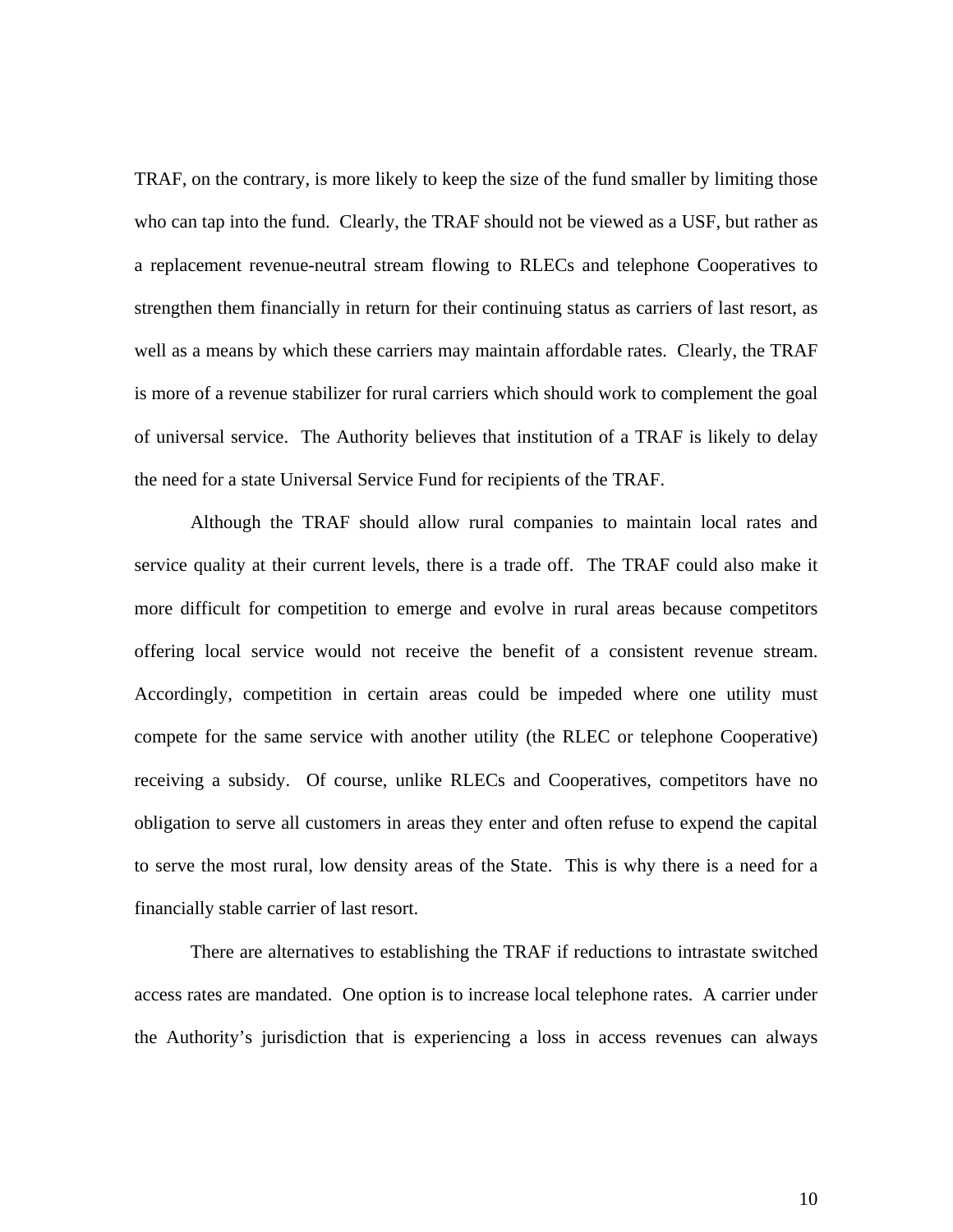TRAF, on the contrary, is more likely to keep the size of the fund smaller by limiting those who can tap into the fund. Clearly, the TRAF should not be viewed as a USF, but rather as a replacement revenue-neutral stream flowing to RLECs and telephone Cooperatives to strengthen them financially in return for their continuing status as carriers of last resort, as well as a means by which these carriers may maintain affordable rates. Clearly, the TRAF is more of a revenue stabilizer for rural carriers which should work to complement the goal of universal service. The Authority believes that institution of a TRAF is likely to delay the need for a state Universal Service Fund for recipients of the TRAF.

Although the TRAF should allow rural companies to maintain local rates and service quality at their current levels, there is a trade off. The TRAF could also make it more difficult for competition to emerge and evolve in rural areas because competitors offering local service would not receive the benefit of a consistent revenue stream. Accordingly, competition in certain areas could be impeded where one utility must compete for the same service with another utility (the RLEC or telephone Cooperative) receiving a subsidy. Of course, unlike RLECs and Cooperatives, competitors have no obligation to serve all customers in areas they enter and often refuse to expend the capital to serve the most rural, low density areas of the State. This is why there is a need for a financially stable carrier of last resort.

There are alternatives to establishing the TRAF if reductions to intrastate switched access rates are mandated. One option is to increase local telephone rates. A carrier under the Authority's jurisdiction that is experiencing a loss in access revenues can always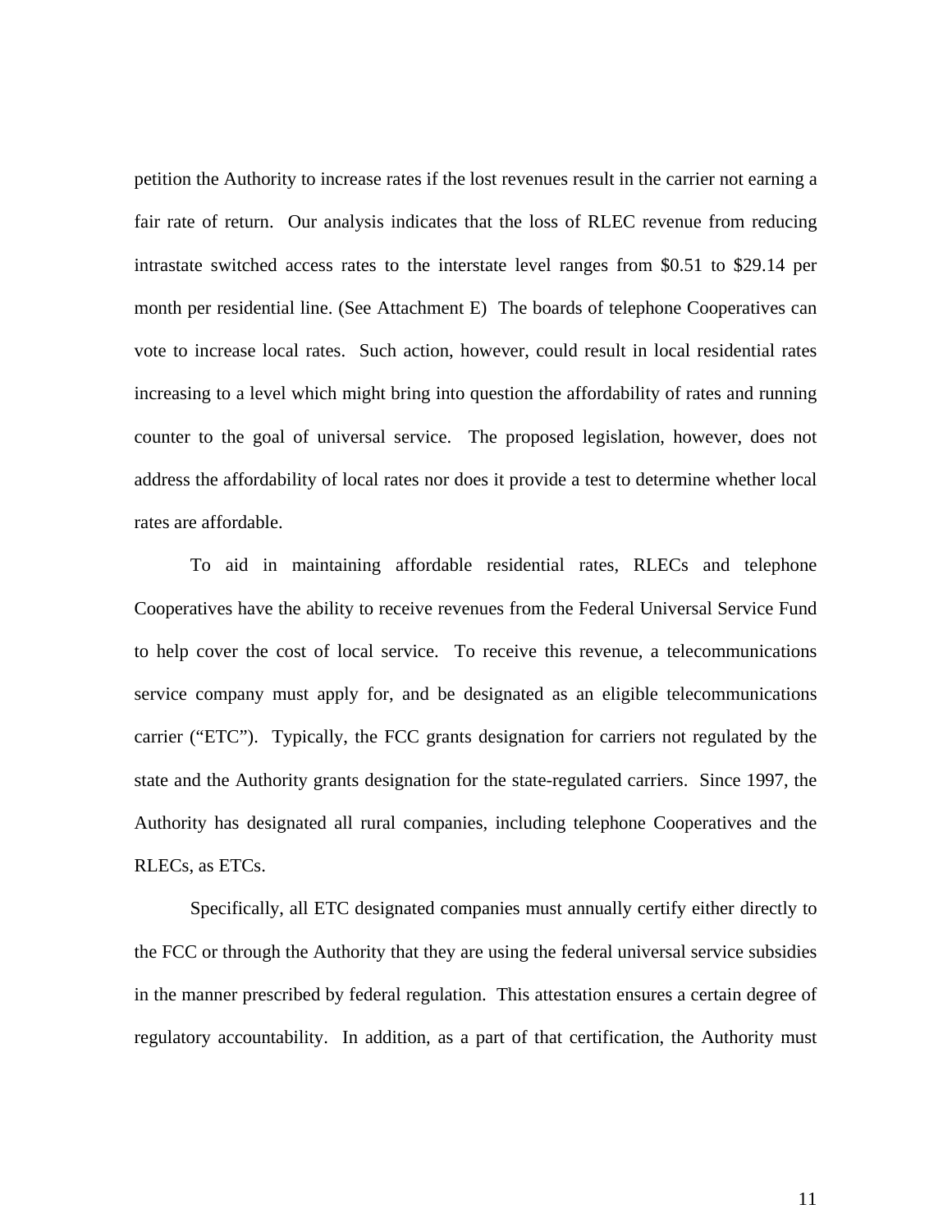petition the Authority to increase rates if the lost revenues result in the carrier not earning a fair rate of return. Our analysis indicates that the loss of RLEC revenue from reducing intrastate switched access rates to the interstate level ranges from $0.51 to $29.14 per month per residential line. (See Attachment E) The boards of telephone Cooperatives can vote to increase local rates. Such action, however, could result in local residential rates increasing to a level which might bring into question the affordability of rates and running counter to the goal of universal service. The proposed legislation, however, does not address the affordability of local rates nor does it provide a test to determine whether local rates are affordable.

To aid in maintaining affordable residential rates, RLECs and telephone Cooperatives have the ability to receive revenues from the Federal Universal Service Fund to help cover the cost of local service. To receive this revenue, a telecommunications service company must apply for, and be designated as an eligible telecommunications carrier ("ETC"). Typically, the FCC grants designation for carriers not regulated by the state and the Authority grants designation for the state-regulated carriers. Since 1997, the Authority has designated all rural companies, including telephone Cooperatives and the RLECs, as ETCs.

Specifically, all ETC designated companies must annually certify either directly to the FCC or through the Authority that they are using the federal universal service subsidies in the manner prescribed by federal regulation. This attestation ensures a certain degree of regulatory accountability. In addition, as a part of that certification, the Authority must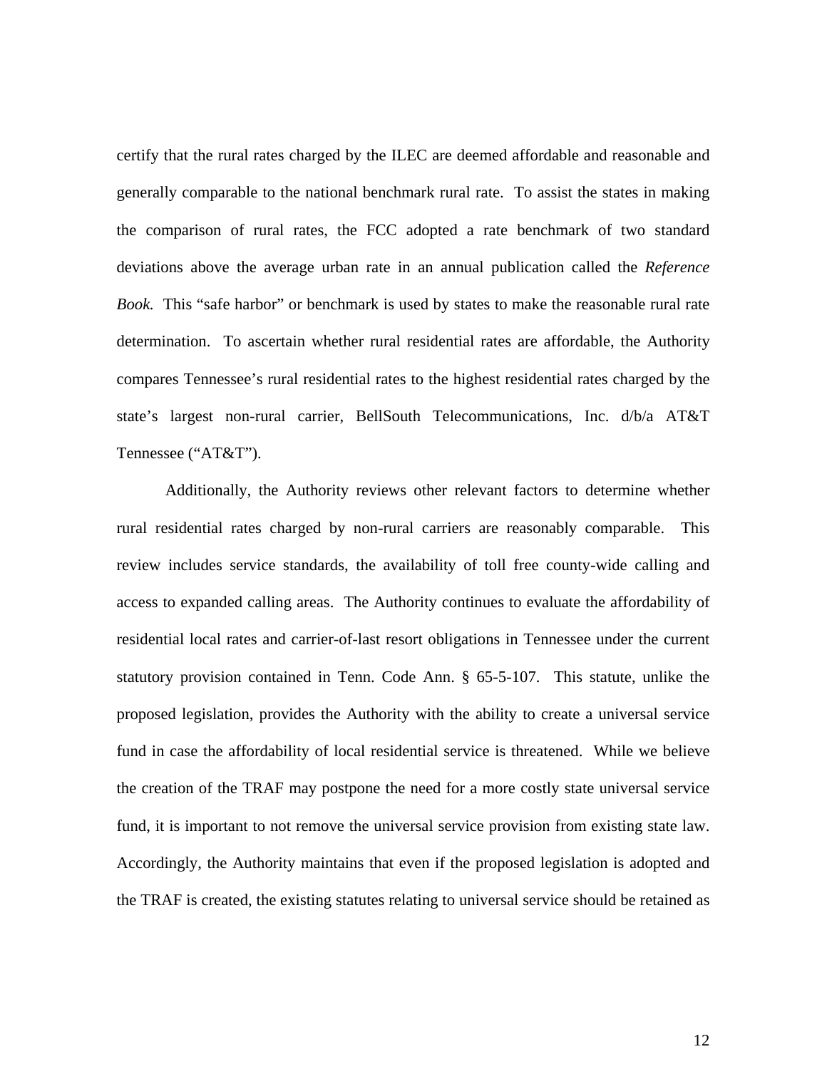certify that the rural rates charged by the ILEC are deemed affordable and reasonable and generally comparable to the national benchmark rural rate. To assist the states in making the comparison of rural rates, the FCC adopted a rate benchmark of two standard deviations above the average urban rate in an annual publication called the *Reference Book.* This "safe harbor" or benchmark is used by states to make the reasonable rural rate determination. To ascertain whether rural residential rates are affordable, the Authority compares Tennessee's rural residential rates to the highest residential rates charged by the state's largest non-rural carrier, BellSouth Telecommunications, Inc. d/b/a AT&T Tennessee ("AT&T").

Additionally, the Authority reviews other relevant factors to determine whether rural residential rates charged by non-rural carriers are reasonably comparable. This review includes service standards, the availability of toll free county-wide calling and access to expanded calling areas. The Authority continues to evaluate the affordability of residential local rates and carrier-of-last resort obligations in Tennessee under the current statutory provision contained in Tenn. Code Ann. § 65-5-107. This statute, unlike the proposed legislation, provides the Authority with the ability to create a universal service fund in case the affordability of local residential service is threatened. While we believe the creation of the TRAF may postpone the need for a more costly state universal service fund, it is important to not remove the universal service provision from existing state law. Accordingly, the Authority maintains that even if the proposed legislation is adopted and the TRAF is created, the existing statutes relating to universal service should be retained as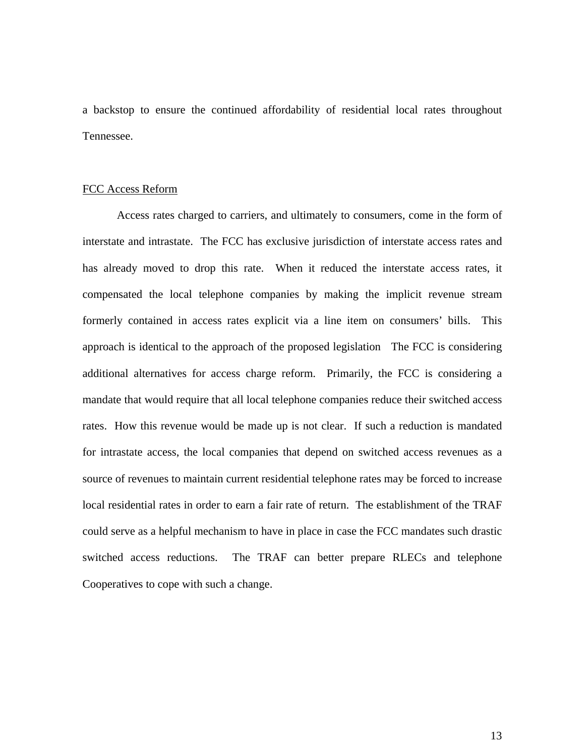a backstop to ensure the continued affordability of residential local rates throughout Tennessee.

FCC Access Reform

Access rates charged to carriers, and ultimately to consumers, come in the form of interstate and intrastate. The FCC has exclusive jurisdiction of interstate access rates and has already moved to drop this rate. When it reduced the interstate access rates, it compensated the local telephone companies by making the implicit revenue stream formerly contained in access rates explicit via a line item on consumers' bills. This approach is identical to the approach of the proposed legislation The FCC is considering additional alternatives for access charge reform. Primarily, the FCC is considering a mandate that would require that all local telephone companies reduce their switched access rates. How this revenue would be made up is not clear. If such a reduction is mandated for intrastate access, the local companies that depend on switched access revenues as a source of revenues to maintain current residential telephone rates may be forced to increase local residential rates in order to earn a fair rate of return. The establishment of the TRAF could serve as a helpful mechanism to have in place in case the FCC mandates such drastic switched access reductions. The TRAF can better prepare RLECs and telephone Cooperatives to cope with such a change.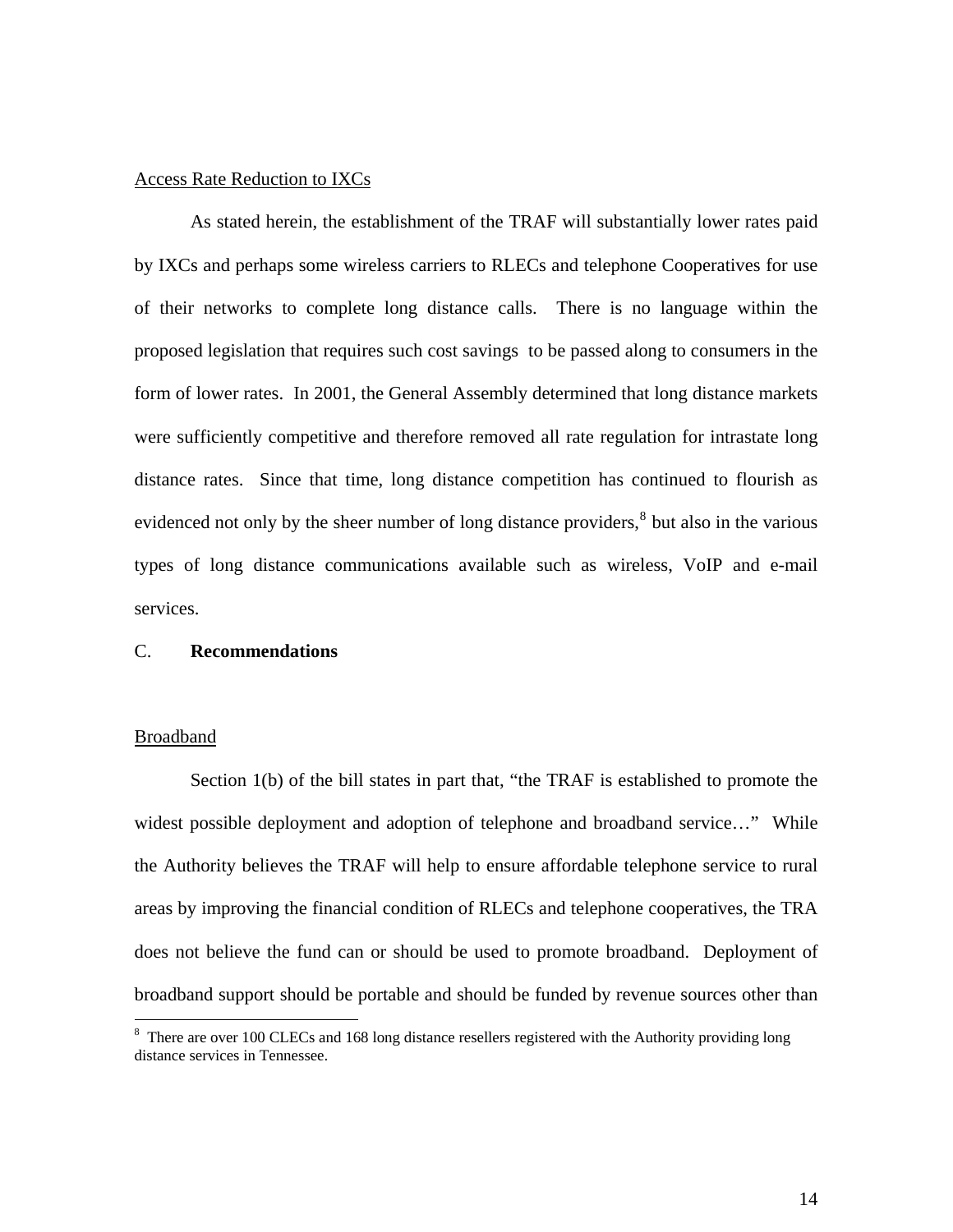Access Rate Reduction to IXCs

As stated herein, the establishment of the TRAF will substantially lower rates paid by IXCs and perhaps some wireless carriers to RLECs and telephone Cooperatives for use of their networks to complete long distance calls. There is no language within the proposed legislation that requires such cost savings to be passed along to consumers in the form of lower rates. In 2001, the General Assembly determined that long distance markets were sufficiently competitive and therefore removed all rate regulation for intrastate long distance rates. Since that time, long distance competition has continued to flourish as evidenced not only by the sheer number of long distance providers,[8] but also in the various types of long distance communications available such as wireless, VoIP and e-mail services.

C. **Recommendations**

Broadband

Section 1(b) of the bill states in part that, "the TRAF is established to promote the widest possible deployment and adoption of telephone and broadband service…" While the Authority believes the TRAF will help to ensure affordable telephone service to rural areas by improving the financial condition of RLECs and telephone cooperatives, the TRA does not believe the fund can or should be used to promote broadband. Deployment of broadband support should be portable and should be funded by revenue sources other than

[8] There are over 100 CLECs and 168 long distance resellers registered with the Authority providing long distance services in Tennessee.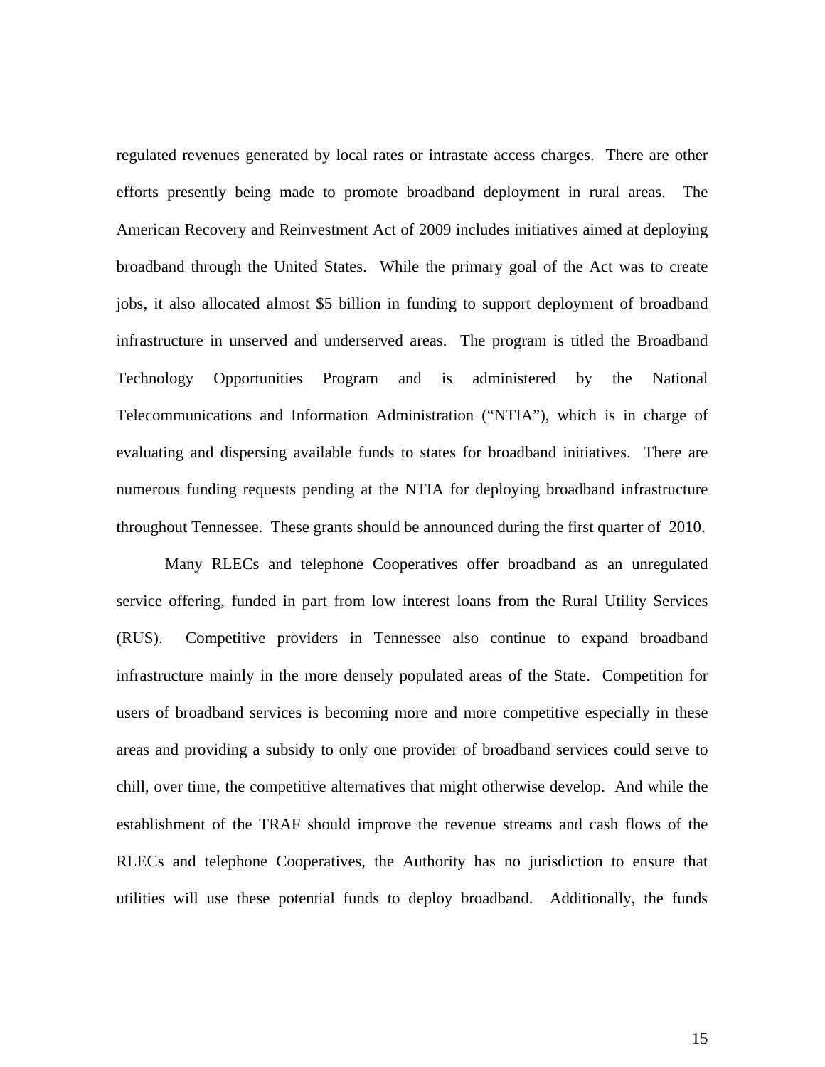regulated revenues generated by local rates or intrastate access charges. There are other efforts presently being made to promote broadband deployment in rural areas. The American Recovery and Reinvestment Act of 2009 includes initiatives aimed at deploying broadband through the United States. While the primary goal of the Act was to create jobs, it also allocated almost $5 billion in funding to support deployment of broadband infrastructure in unserved and underserved areas. The program is titled the Broadband Technology Opportunities Program and is administered by the National Telecommunications and Information Administration ("NTIA"), which is in charge of evaluating and dispersing available funds to states for broadband initiatives. There are numerous funding requests pending at the NTIA for deploying broadband infrastructure throughout Tennessee. These grants should be announced during the first quarter of 2010.

Many RLECs and telephone Cooperatives offer broadband as an unregulated service offering, funded in part from low interest loans from the Rural Utility Services (RUS). Competitive providers in Tennessee also continue to expand broadband infrastructure mainly in the more densely populated areas of the State. Competition for users of broadband services is becoming more and more competitive especially in these areas and providing a subsidy to only one provider of broadband services could serve to chill, over time, the competitive alternatives that might otherwise develop. And while the establishment of the TRAF should improve the revenue streams and cash flows of the RLECs and telephone Cooperatives, the Authority has no jurisdiction to ensure that utilities will use these potential funds to deploy broadband. Additionally, the funds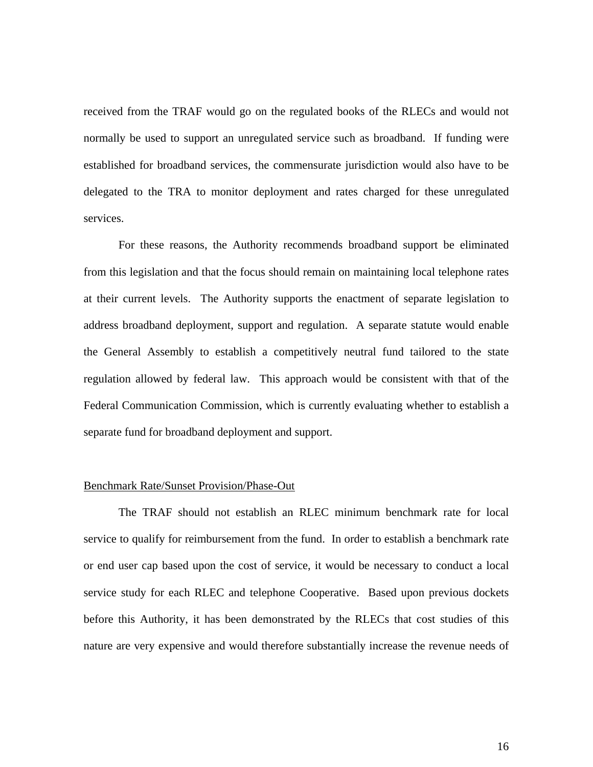received from the TRAF would go on the regulated books of the RLECs and would not normally be used to support an unregulated service such as broadband. If funding were established for broadband services, the commensurate jurisdiction would also have to be delegated to the TRA to monitor deployment and rates charged for these unregulated services.

For these reasons, the Authority recommends broadband support be eliminated from this legislation and that the focus should remain on maintaining local telephone rates at their current levels. The Authority supports the enactment of separate legislation to address broadband deployment, support and regulation. A separate statute would enable the General Assembly to establish a competitively neutral fund tailored to the state regulation allowed by federal law. This approach would be consistent with that of the Federal Communication Commission, which is currently evaluating whether to establish a separate fund for broadband deployment and support.

<u>Benchmark Rate/Sunset Provision/Phase-Out</u>

The TRAF should not establish an RLEC minimum benchmark rate for local service to qualify for reimbursement from the fund. In order to establish a benchmark rate or end user cap based upon the cost of service, it would be necessary to conduct a local service study for each RLEC and telephone Cooperative. Based upon previous dockets before this Authority, it has been demonstrated by the RLECs that cost studies of this nature are very expensive and would therefore substantially increase the revenue needs of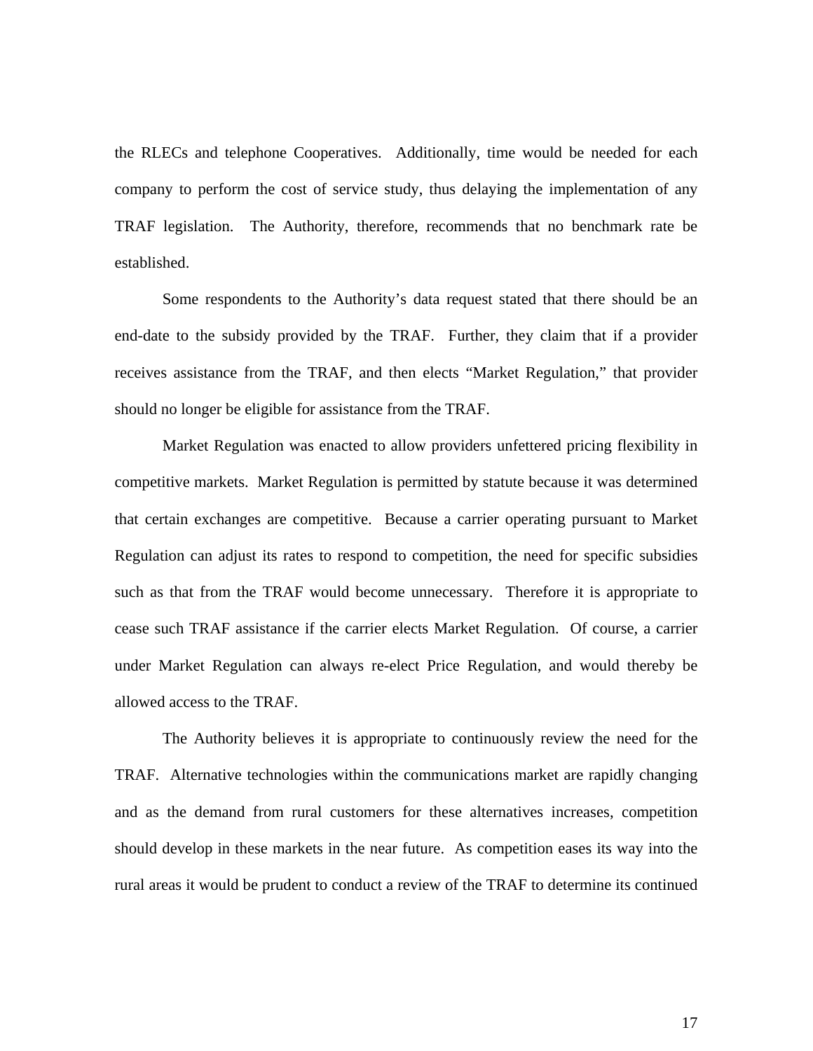the RLECs and telephone Cooperatives. Additionally, time would be needed for each company to perform the cost of service study, thus delaying the implementation of any TRAF legislation. The Authority, therefore, recommends that no benchmark rate be established.

Some respondents to the Authority's data request stated that there should be an end-date to the subsidy provided by the TRAF. Further, they claim that if a provider receives assistance from the TRAF, and then elects "Market Regulation," that provider should no longer be eligible for assistance from the TRAF.

Market Regulation was enacted to allow providers unfettered pricing flexibility in competitive markets. Market Regulation is permitted by statute because it was determined that certain exchanges are competitive. Because a carrier operating pursuant to Market Regulation can adjust its rates to respond to competition, the need for specific subsidies such as that from the TRAF would become unnecessary. Therefore it is appropriate to cease such TRAF assistance if the carrier elects Market Regulation. Of course, a carrier under Market Regulation can always re-elect Price Regulation, and would thereby be allowed access to the TRAF.

The Authority believes it is appropriate to continuously review the need for the TRAF. Alternative technologies within the communications market are rapidly changing and as the demand from rural customers for these alternatives increases, competition should develop in these markets in the near future. As competition eases its way into the rural areas it would be prudent to conduct a review of the TRAF to determine its continued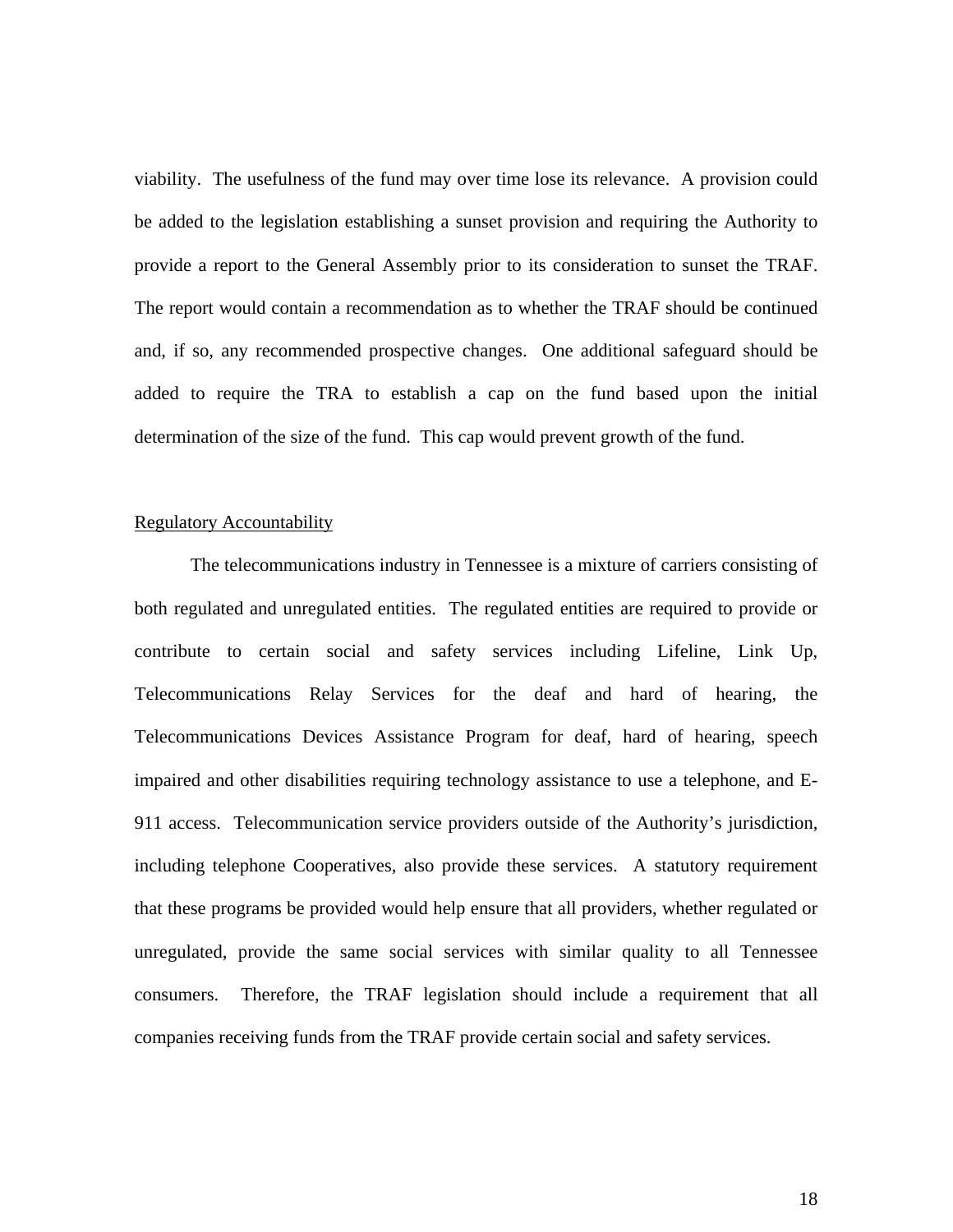viability. The usefulness of the fund may over time lose its relevance. A provision could be added to the legislation establishing a sunset provision and requiring the Authority to provide a report to the General Assembly prior to its consideration to sunset the TRAF. The report would contain a recommendation as to whether the TRAF should be continued and, if so, any recommended prospective changes. One additional safeguard should be added to require the TRA to establish a cap on the fund based upon the initial determination of the size of the fund. This cap would prevent growth of the fund.

## Regulatory Accountability

The telecommunications industry in Tennessee is a mixture of carriers consisting of both regulated and unregulated entities. The regulated entities are required to provide or contribute to certain social and safety services including Lifeline, Link Up, Telecommunications Relay Services for the deaf and hard of hearing, the Telecommunications Devices Assistance Program for deaf, hard of hearing, speech impaired and other disabilities requiring technology assistance to use a telephone, and E-911 access. Telecommunication service providers outside of the Authority's jurisdiction, including telephone Cooperatives, also provide these services. A statutory requirement that these programs be provided would help ensure that all providers, whether regulated or unregulated, provide the same social services with similar quality to all Tennessee consumers. Therefore, the TRAF legislation should include a requirement that all companies receiving funds from the TRAF provide certain social and safety services.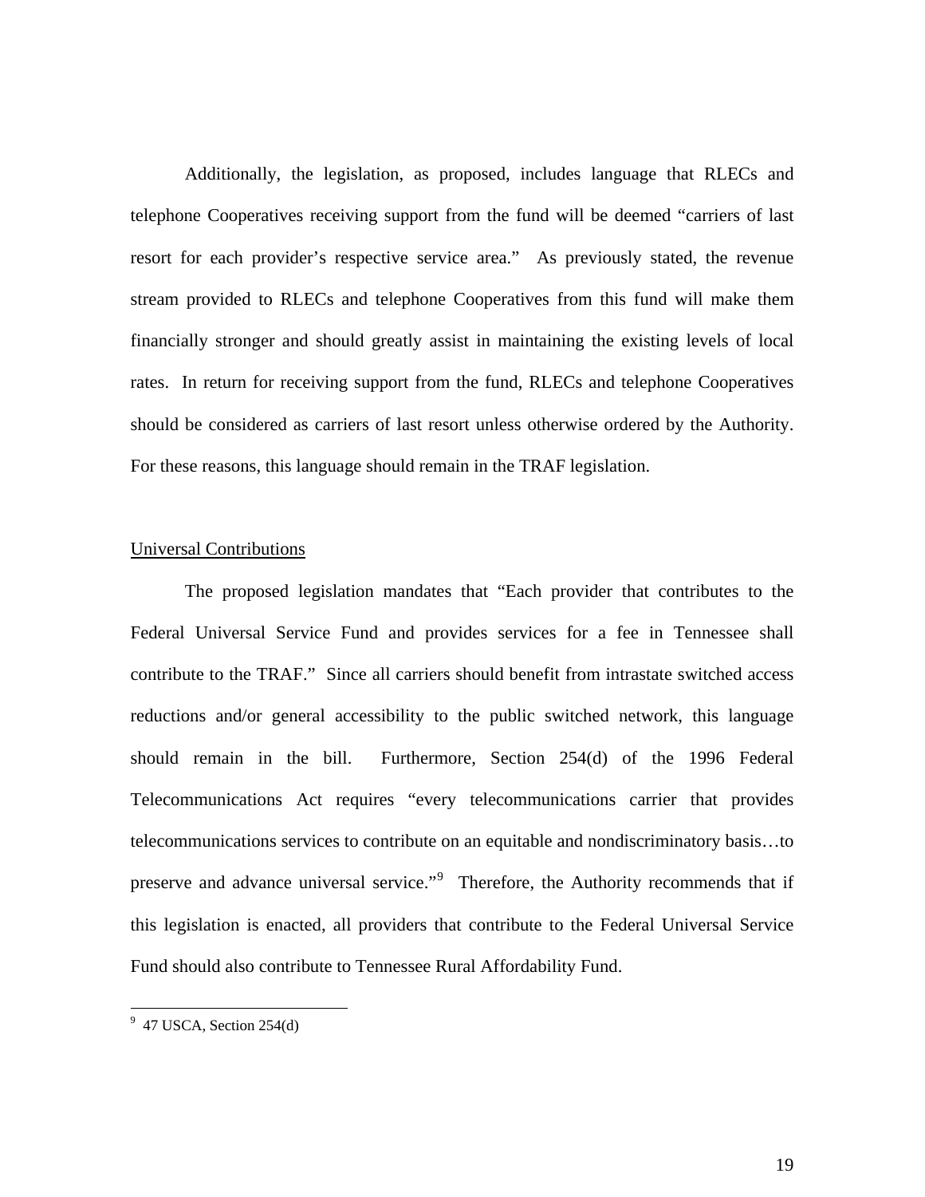Additionally, the legislation, as proposed, includes language that RLECs and telephone Cooperatives receiving support from the fund will be deemed "carriers of last resort for each provider's respective service area." As previously stated, the revenue stream provided to RLECs and telephone Cooperatives from this fund will make them financially stronger and should greatly assist in maintaining the existing levels of local rates. In return for receiving support from the fund, RLECs and telephone Cooperatives should be considered as carriers of last resort unless otherwise ordered by the Authority. For these reasons, this language should remain in the TRAF legislation.

<u>Universal Contributions</u>

The proposed legislation mandates that "Each provider that contributes to the Federal Universal Service Fund and provides services for a fee in Tennessee shall contribute to the TRAF." Since all carriers should benefit from intrastate switched access reductions and/or general accessibility to the public switched network, this language should remain in the bill. Furthermore, Section 254(d) of the 1996 Federal Telecommunications Act requires "every telecommunications carrier that provides telecommunications services to contribute on an equitable and nondiscriminatory basis…to preserve and advance universal service."[9] Therefore, the Authority recommends that if this legislation is enacted, all providers that contribute to the Federal Universal Service Fund should also contribute to Tennessee Rural Affordability Fund.

---

[9] 47 USCA, Section 254(d)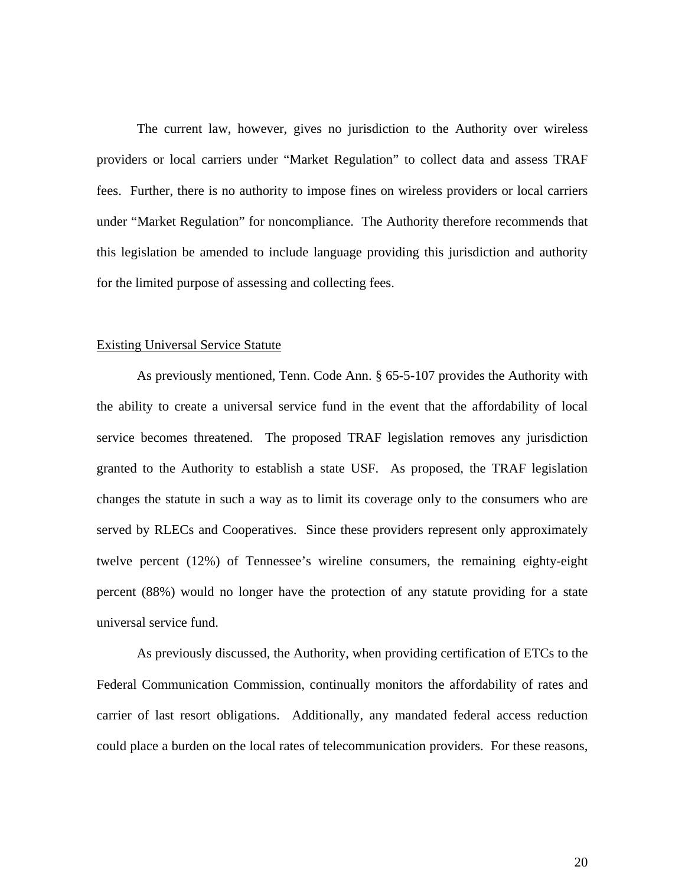The current law, however, gives no jurisdiction to the Authority over wireless providers or local carriers under "Market Regulation" to collect data and assess TRAF fees. Further, there is no authority to impose fines on wireless providers or local carriers under "Market Regulation" for noncompliance. The Authority therefore recommends that this legislation be amended to include language providing this jurisdiction and authority for the limited purpose of assessing and collecting fees.

<u>Existing Universal Service Statute</u>

As previously mentioned, Tenn. Code Ann. § 65-5-107 provides the Authority with the ability to create a universal service fund in the event that the affordability of local service becomes threatened. The proposed TRAF legislation removes any jurisdiction granted to the Authority to establish a state USF. As proposed, the TRAF legislation changes the statute in such a way as to limit its coverage only to the consumers who are served by RLECs and Cooperatives. Since these providers represent only approximately twelve percent (12%) of Tennessee's wireline consumers, the remaining eighty-eight percent (88%) would no longer have the protection of any statute providing for a state universal service fund.

As previously discussed, the Authority, when providing certification of ETCs to the Federal Communication Commission, continually monitors the affordability of rates and carrier of last resort obligations. Additionally, any mandated federal access reduction could place a burden on the local rates of telecommunication providers. For these reasons,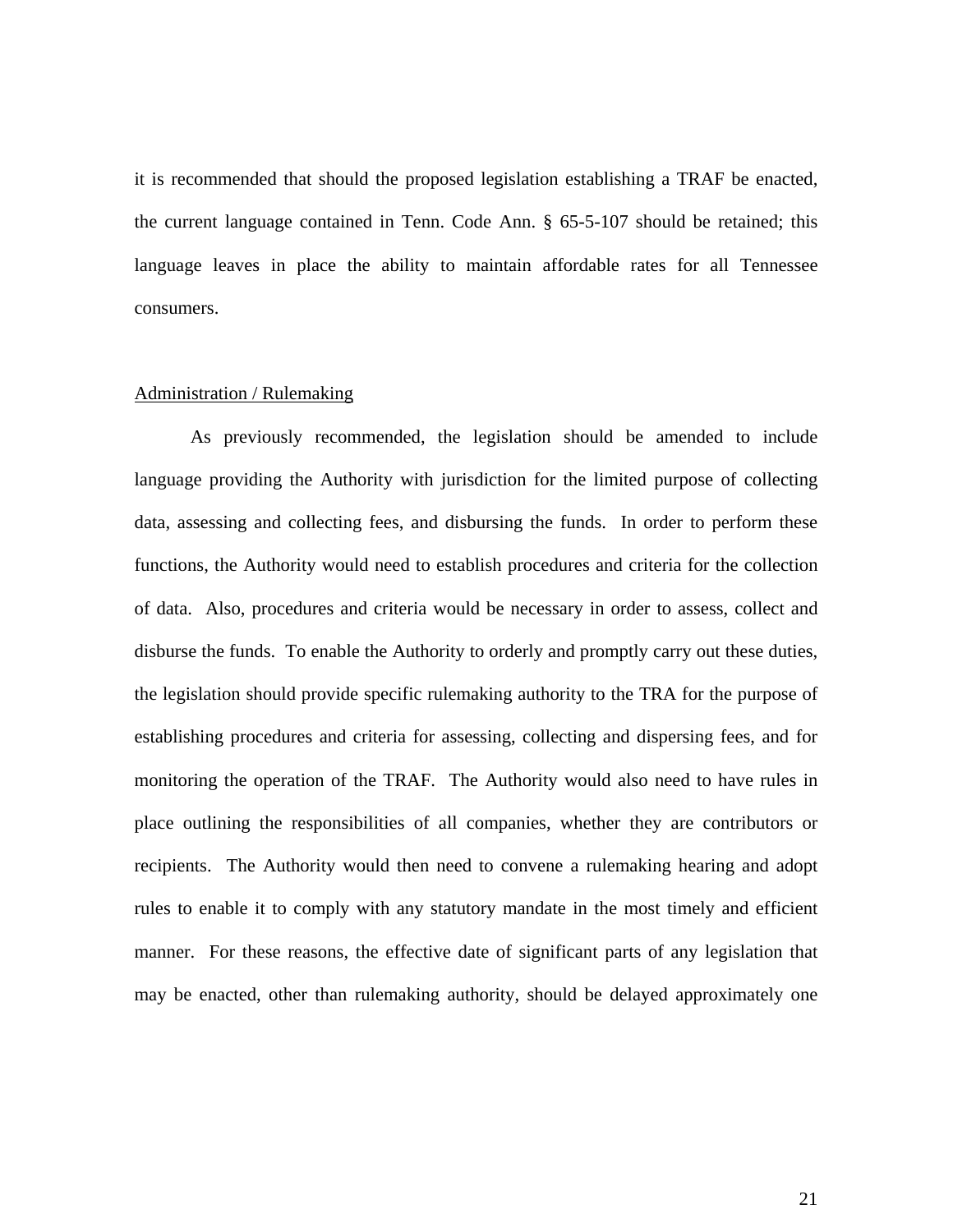it is recommended that should the proposed legislation establishing a TRAF be enacted, the current language contained in Tenn. Code Ann. § 65-5-107 should be retained; this language leaves in place the ability to maintain affordable rates for all Tennessee consumers.

<u>Administration / Rulemaking</u>

As previously recommended, the legislation should be amended to include language providing the Authority with jurisdiction for the limited purpose of collecting data, assessing and collecting fees, and disbursing the funds. In order to perform these functions, the Authority would need to establish procedures and criteria for the collection of data. Also, procedures and criteria would be necessary in order to assess, collect and disburse the funds. To enable the Authority to orderly and promptly carry out these duties, the legislation should provide specific rulemaking authority to the TRA for the purpose of establishing procedures and criteria for assessing, collecting and dispersing fees, and for monitoring the operation of the TRAF. The Authority would also need to have rules in place outlining the responsibilities of all companies, whether they are contributors or recipients. The Authority would then need to convene a rulemaking hearing and adopt rules to enable it to comply with any statutory mandate in the most timely and efficient manner. For these reasons, the effective date of significant parts of any legislation that may be enacted, other than rulemaking authority, should be delayed approximately one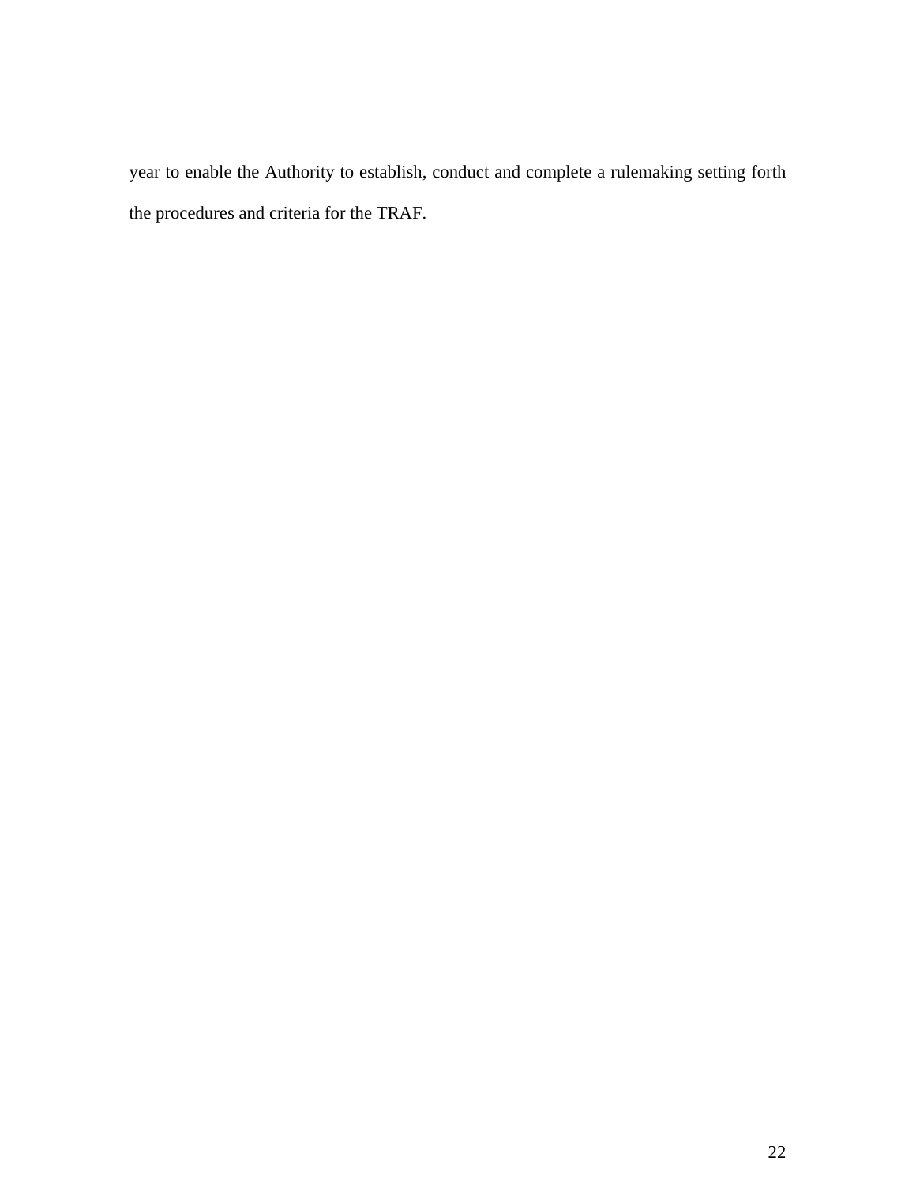year to enable the Authority to establish, conduct and complete a rulemaking setting forth the procedures and criteria for the TRAF.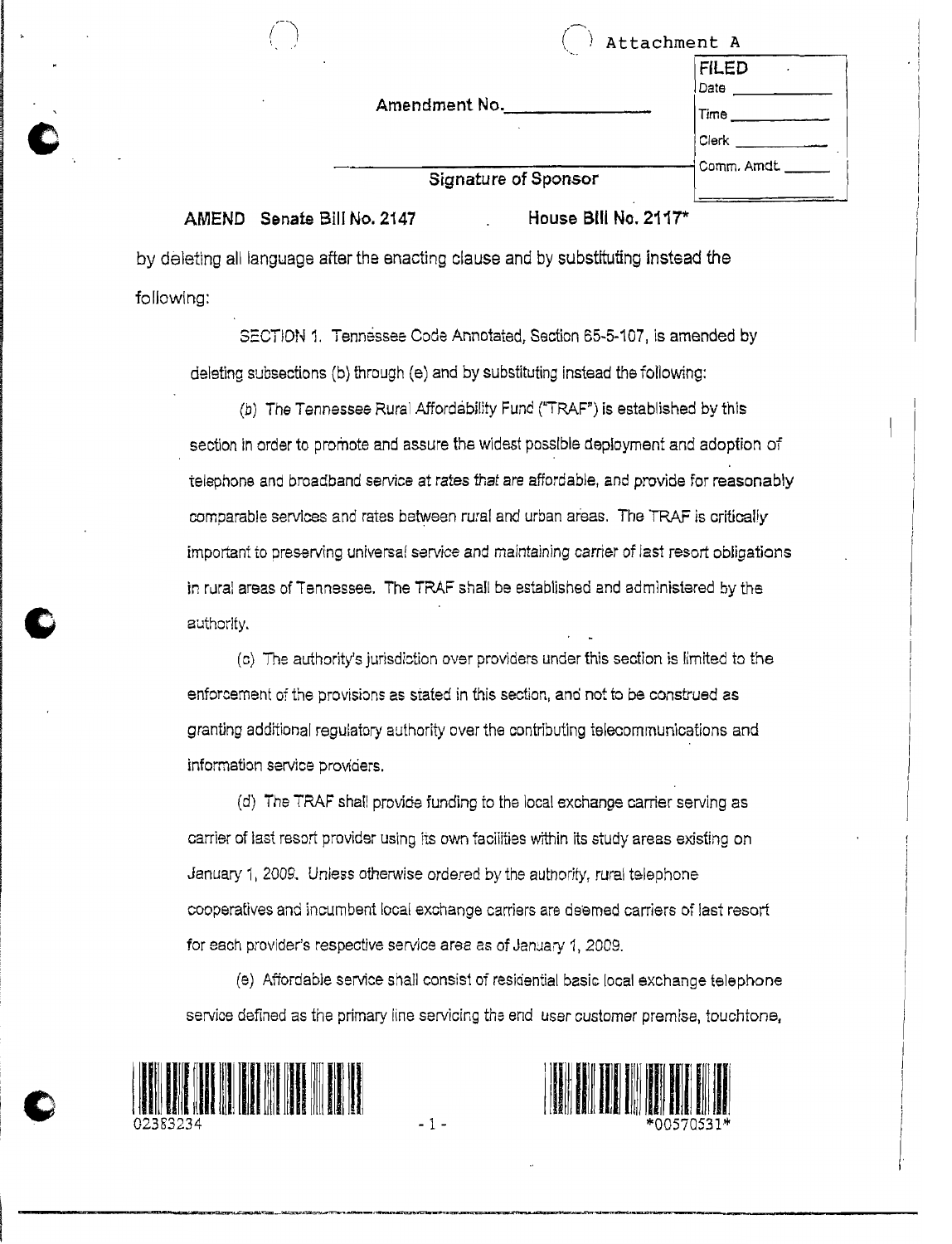Attachment A

| FILED |
|---|
| Date ____________ |
| Time ____________ |
| Clerk ____________ |
| Comm. Amdt. ______ |

Amendment No.______________

Signature of Sponsor

**AMEND Senate Bill No. 2147 House Bill No. 2117***

by deleting all language after the enacting clause and by substituting instead the following:

SECTION 1. Tennessee Code Annotated, Section 65-5-107, is amended by deleting subsections (b) through (e) and by substituting instead the following:

(b) The Tennessee Rural Affordability Fund ("TRAF") is established by this section in order to promote and assure the widest possible deployment and adoption of telephone and broadband service at rates that are affordable, and provide for reasonably comparable services and rates between rural and urban areas. The TRAF is critically important to preserving universal service and maintaining carrier of last resort obligations in rural areas of Tennessee. The TRAF shall be established and administered by the authority.

(c) The authority's jurisdiction over providers under this section is limited to the enforcement of the provisions as stated in this section, and not to be construed as granting additional regulatory authority over the contributing telecommunications and information service providers.

(d) The TRAF shall provide funding to the local exchange carrier serving as carrier of last resort provider using its own facilities within its study areas existing on January 1, 2009. Unless otherwise ordered by the authority, rural telephone cooperatives and incumbent local exchange carriers are deemed carriers of last resort for each provider's respective service area as of January 1, 2009.

(e) Affordable service shall consist of residential basic local exchange telephone service defined as the primary line servicing the end user customer premise, touchtone,

02363234

*00570531*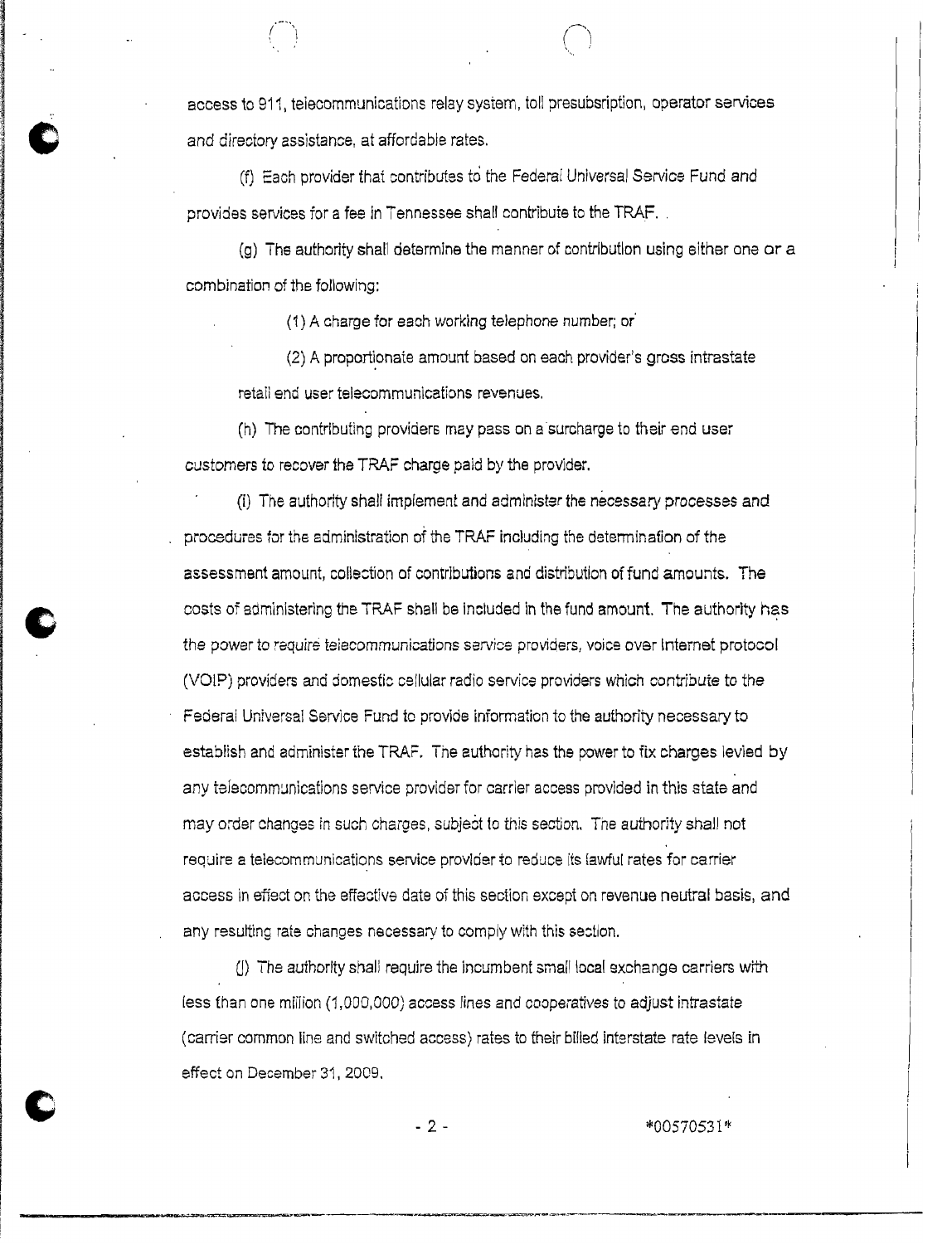access to 911, telecommunications relay system, toll presubsription, operator services and directory assistance, at affordable rates.

(f) Each provider that contributes to the Federal Universal Service Fund and provides services for a fee in Tennessee shall contribute to the TRAF.

(g) The authority shall determine the manner of contribution using either one or a combination of the following:

(1) A charge for each working telephone number; or

(2) A proportionate amount based on each provider's gross intrastate retail end user telecommunications revenues.

(h) The contributing providers may pass on a surcharge to their end user customers to recover the TRAF charge paid by the provider.

(i) The authority shall implement and administer the necessary processes and procedures for the administration of the TRAF including the determination of the assessment amount, collection of contributions and distribution of fund amounts. The costs of administering the TRAF shall be included in the fund amount. The authority has the power to require telecommunications service providers, voice over Internet protocol (VOIP) providers and domestic cellular radio service providers which contribute to the Federal Universal Service Fund to provide information to the authority necessary to establish and administer the TRAF. The authority has the power to fix charges levied by any telecommunications service provider for carrier access provided in this state and may order changes in such charges, subject to this section. The authority shall not require a telecommunications service provider to reduce its lawful rates for carrier access in effect on the effective date of this section except on revenue neutral basis, and any resulting rate changes necessary to comply with this section.

(j) The authority shall require the incumbent small local exchange carriers with less than one million (1,000,000) access lines and cooperatives to adjust intrastate (carrier common line and switched access) rates to their billed interstate rate levels in effect on December 31, 2009.

*00570531*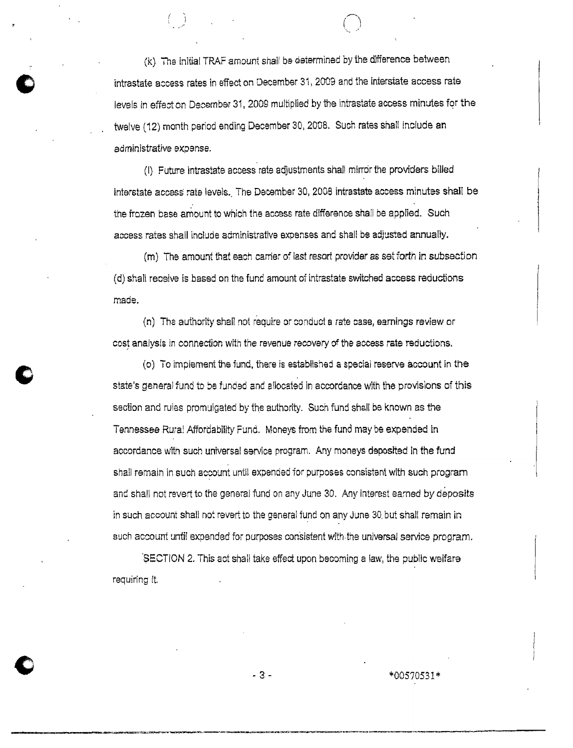(k) The initial TRAF amount shall be determined by the difference between intrastate access rates in effect on December 31, 2009 and the interstate access rate levels in effect on December 31, 2009 multiplied by the intrastate access minutes for the twelve (12) month period ending December 30, 2008. Such rates shall include an administrative expense.

(l) Future intrastate access rate adjustments shall mirror the providers billed interstate access rate levels. The December 30, 2008 intrastate access minutes shall be the frozen base amount to which the access rate difference shall be applied. Such access rates shall include administrative expenses and shall be adjusted annually.

(m) The amount that each carrier of last resort provider as set forth in subsection (d) shall receive is based on the fund amount of intrastate switched access reductions made.

(n) The authority shall not require or conduct a rate case, earnings review or cost analysis in connection with the revenue recovery of the access rate reductions.

(o) To implement the fund, there is established a special reserve account in the state's general fund to be funded and allocated in accordance with the provisions of this section and rules promulgated by the authority. Such fund shall be known as the Tennessee Rural Affordability Fund. Moneys from the fund may be expended in accordance with such universal service program. Any moneys deposited in the fund shall remain in such account until expended for purposes consistent with such program and shall not revert to the general fund on any June 30. Any interest earned by deposits in such account shall not revert to the general fund on any June 30 but shall remain in such account until expended for purposes consistent with the universal service program.

SECTION 2. This act shall take effect upon becoming a law, the public welfare requiring it.

*00570531*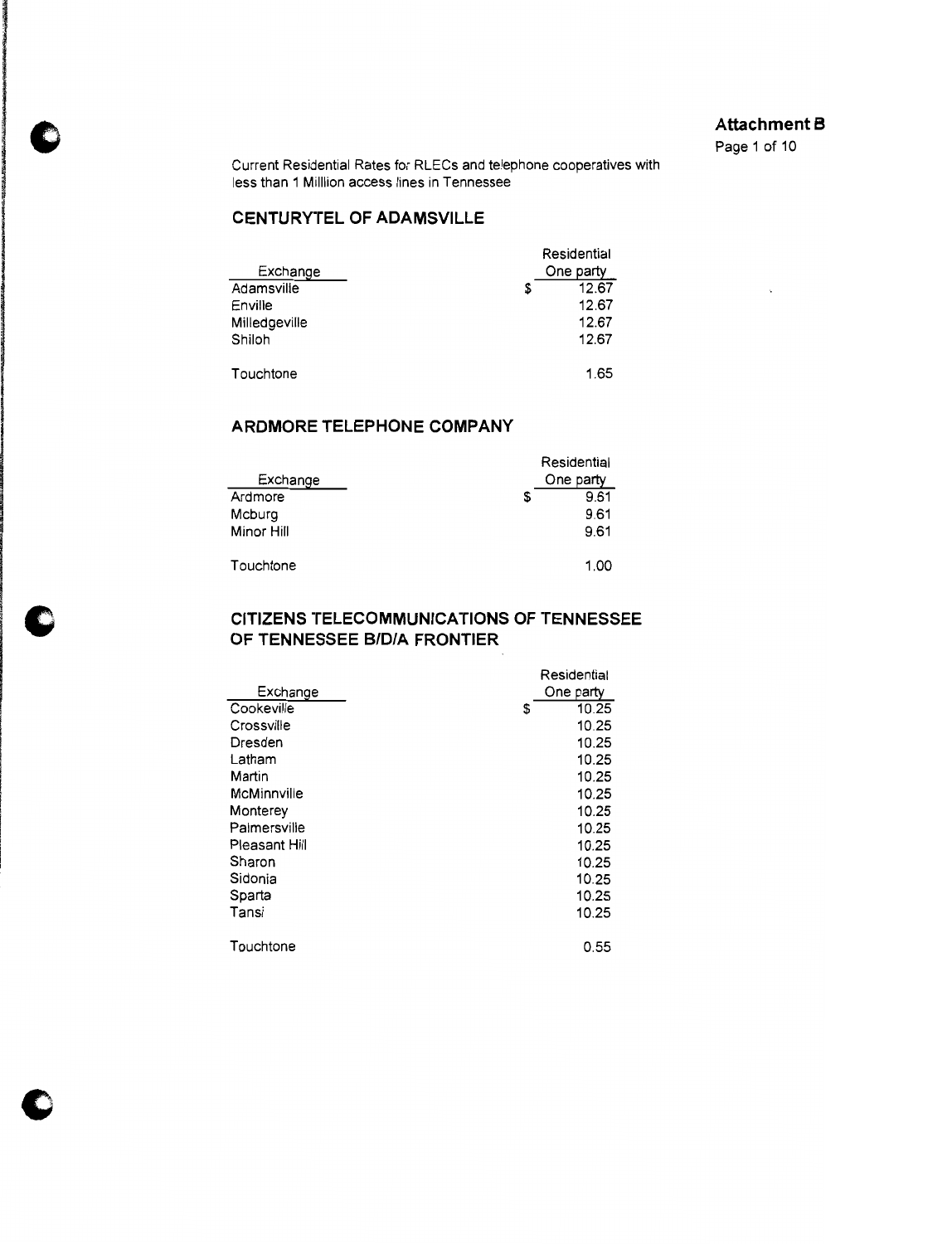**Attachment B**

Page 1 of 10

Current Residential Rates for RLECs and telephone cooperatives with less than 1 Milllion access lines in Tennessee

## CENTURYTEL OF ADAMSVILLE

| Exchange | Residential One party |
|---|---|
| Adamsville | $ 12.67 |
| Enville | 12.67 |
| Milledgeville | 12.67 |
| Shiloh | 12.67 |
| | |
| Touchtone | 1.65 |

## ARDMORE TELEPHONE COMPANY

| Exchange | Residential One party |
|---|---|
| Ardmore | $ 9.61 |
| Mcburg | 9.61 |
| Minor Hill | 9.61 |
| | |
| Touchtone | 1.00 |

## CITIZENS TELECOMMUNICATIONS OF TENNESSEE OF TENNESSEE B/D/A FRONTIER

| Exchange | Residential One party |
|---|---|
| Cookeville | $ 10.25 |
| Crossville | 10.25 |
| Dresden | 10.25 |
| Latham | 10.25 |
| Martin | 10.25 |
| McMinnville | 10.25 |
| Monterey | 10.25 |
| Palmersville | 10.25 |
| Pleasant Hill | 10.25 |
| Sharon | 10.25 |
| Sidonia | 10.25 |
| Sparta | 10.25 |
| Tansi | 10.25 |
| | |
| Touchtone | 0.55 |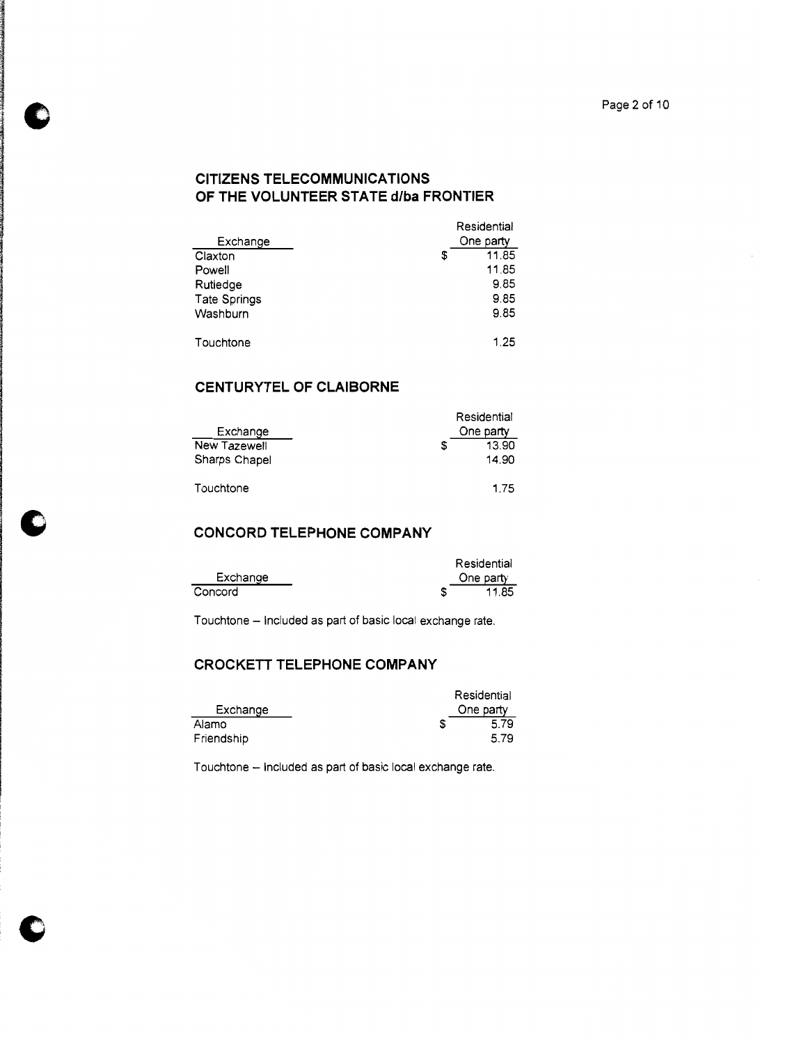## CITIZENS TELECOMMUNICATIONS OF THE VOLUNTEER STATE d/ba FRONTIER

| Exchange | Residential One party |
|---|---|
| Claxton | $ 11.85 |
| Powell | 11.85 |
| Rutledge | 9.85 |
| Tate Springs | 9.85 |
| Washburn | 9.85 |
| | |
| Touchtone | 1.25 |

## CENTURYTEL OF CLAIBORNE

| Exchange | Residential One party |
|---|---|
| New Tazewell | $ 13.90 |
| Sharps Chapel | 14.90 |
| | |
| Touchtone | 1.75 |

## CONCORD TELEPHONE COMPANY

| Exchange | Residential One party |
|---|---|
| Concord | $ 11.85 |

Touchtone – Included as part of basic local exchange rate.

## CROCKETT TELEPHONE COMPANY

| Exchange | Residential One party |
|---|---|
| Alamo | $ 5.79 |
| Friendship | 5.79 |

Touchtone – Included as part of basic local exchange rate.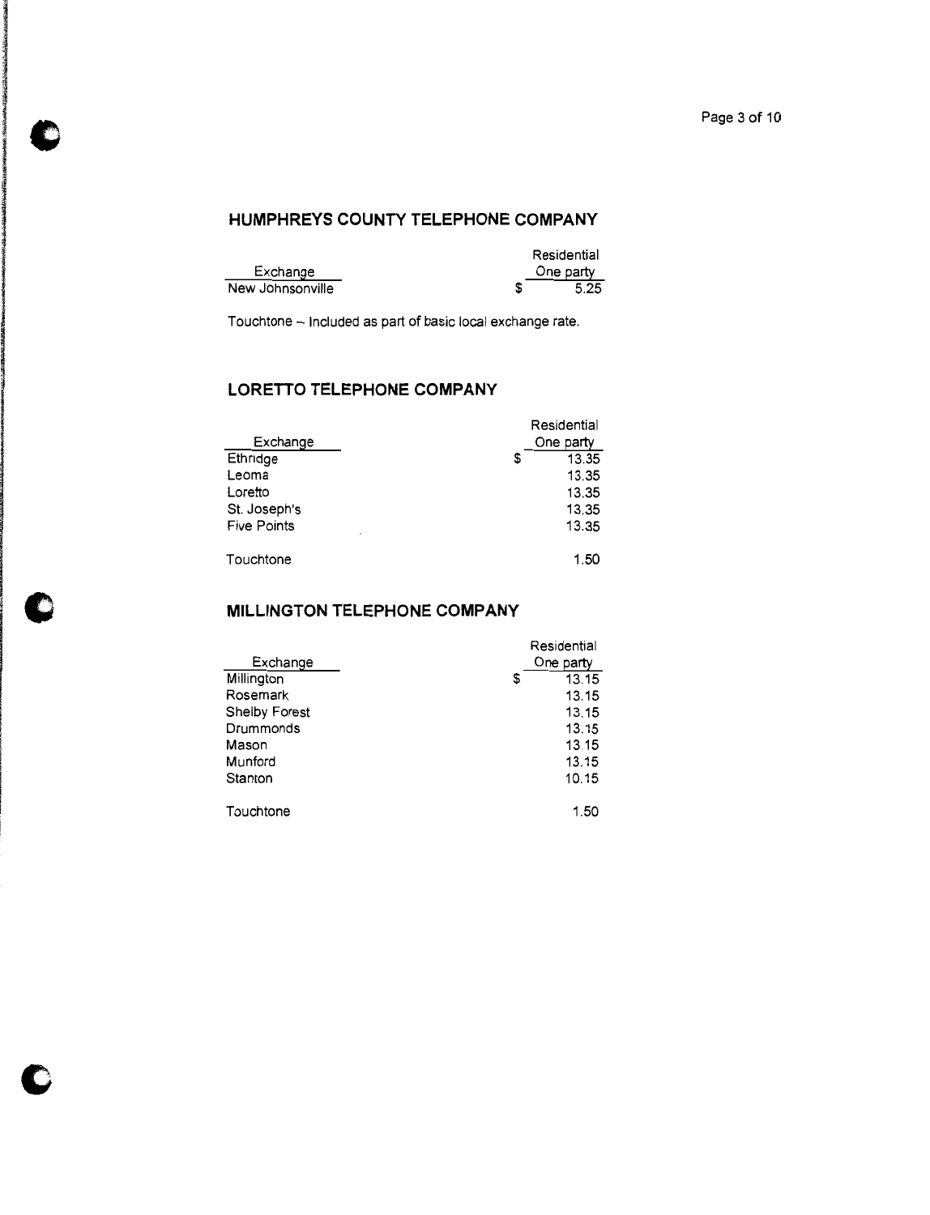## HUMPHREYS COUNTY TELEPHONE COMPANY

| Exchange | Residential One party |
|---|---|
| New Johnsonville | $ 5.25 |

Touchtone – Included as part of basic local exchange rate.

## LORETTO TELEPHONE COMPANY

| Exchange | Residential One party |
|---|---|
| Ethridge | $ 13.35 |
| Leoma | 13.35 |
| Loretto | 13.35 |
| St. Joseph's | 13.35 |
| Five Points | 13.35 |
| | |
| Touchtone | 1.50 |

## MILLINGTON TELEPHONE COMPANY

| Exchange | Residential One party |
|---|---|
| Millington | $ 13.15 |
| Rosemark | 13.15 |
| Shelby Forest | 13.15 |
| Drummonds | 13.15 |
| Mason | 13.15 |
| Munford | 13.15 |
| Stanton | 10.15 |
| | |
| Touchtone | 1.50 |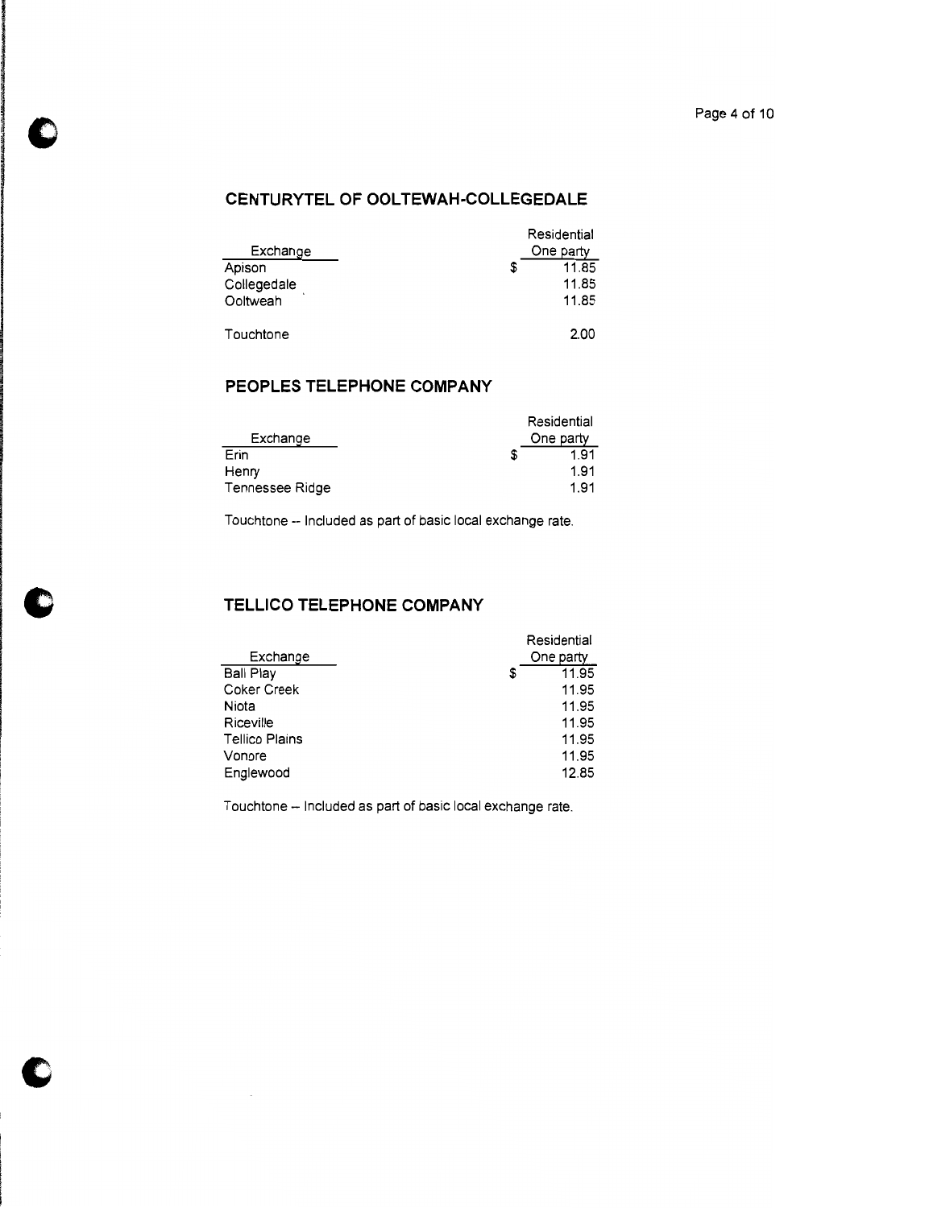## CENTURYTEL OF OOLTEWAH-COLLEGEDALE

| Exchange | Residential One party |
|---|---|
| Apison | $ 11.85 |
| Collegedale | 11.85 |
| Ooltweah | 11.85 |
| | |
| Touchtone | 2.00 |

## PEOPLES TELEPHONE COMPANY

| Exchange | Residential One party |
|---|---|
| Erin | $ 1.91 |
| Henry | 1.91 |
| Tennessee Ridge | 1.91 |

Touchtone -- Included as part of basic local exchange rate.

## TELLICO TELEPHONE COMPANY

| Exchange | Residential One party |
|---|---|
| Ball Play | $ 11.95 |
| Coker Creek | 11.95 |
| Niota | 11.95 |
| Riceville | 11.95 |
| Tellico Plains | 11.95 |
| Vonore | 11.95 |
| Englewood | 12.85 |

Touchtone -- Included as part of basic local exchange rate.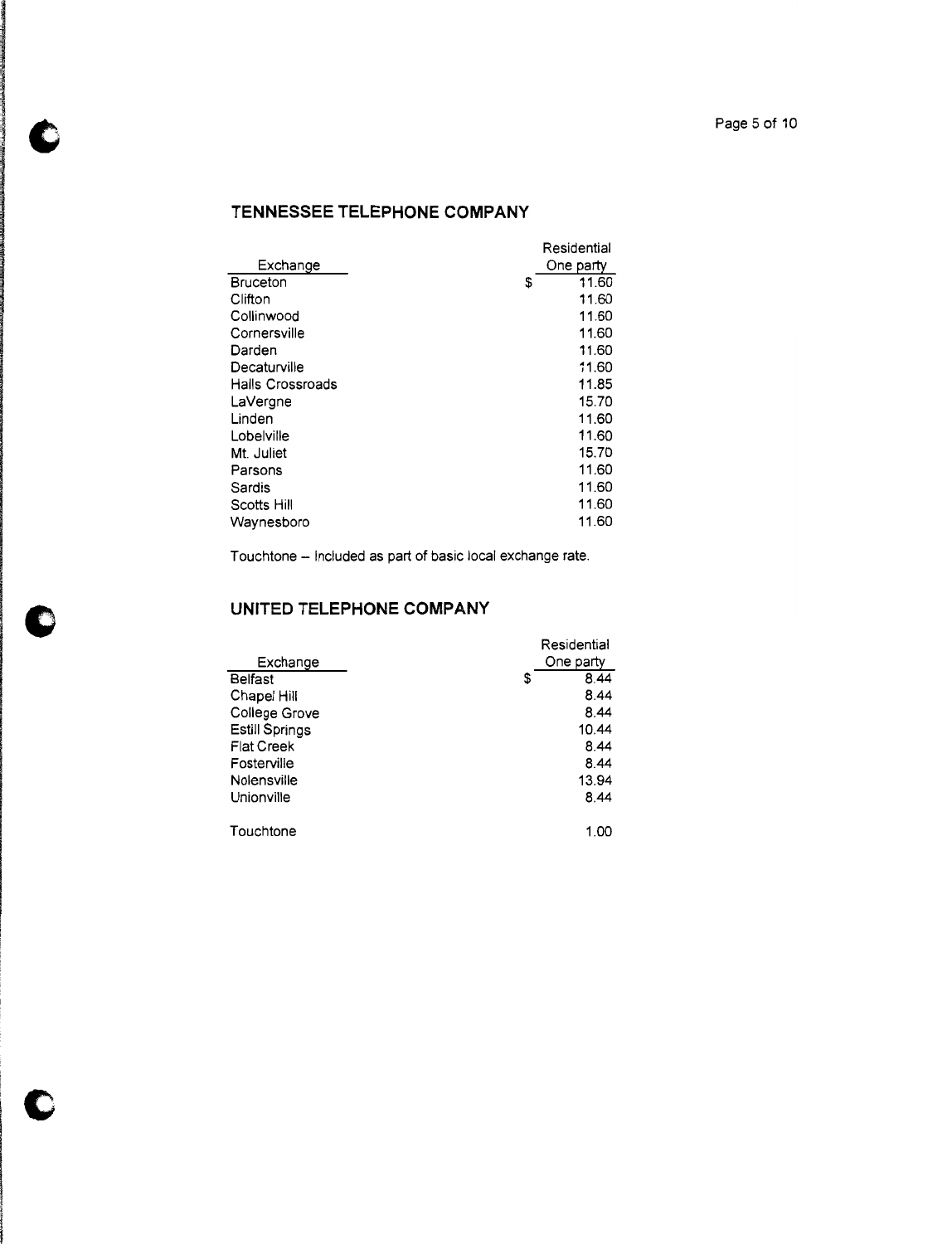## TENNESSEE TELEPHONE COMPANY

| Exchange | Residential One party |
|---|---|
| Bruceton | $ 11.60 |
| Clifton | 11.60 |
| Collinwood | 11.60 |
| Cornersville | 11.60 |
| Darden | 11.60 |
| Decaturville | 11.60 |
| Halls Crossroads | 11.85 |
| LaVergne | 15.70 |
| Linden | 11.60 |
| Lobelville | 11.60 |
| Mt. Juliet | 15.70 |
| Parsons | 11.60 |
| Sardis | 11.60 |
| Scotts Hill | 11.60 |
| Waynesboro | 11.60 |

Touchtone – Included as part of basic local exchange rate.

## UNITED TELEPHONE COMPANY

| Exchange | Residential One party |
|---|---|
| Belfast | $ 8.44 |
| Chapel Hill | 8.44 |
| College Grove | 8.44 |
| Estill Springs | 10.44 |
| Flat Creek | 8.44 |
| Fosterville | 8.44 |
| Nolensville | 13.94 |
| Unionville | 8.44 |
| Touchtone | 1.00 |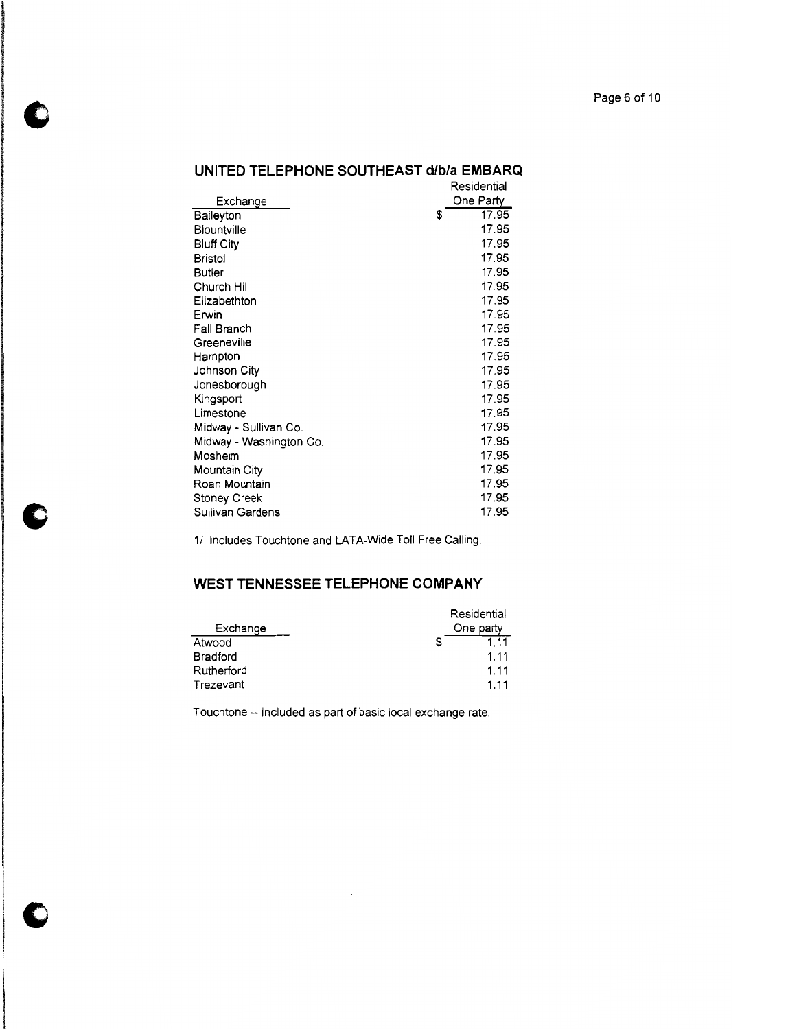## UNITED TELEPHONE SOUTHEAST d/b/a EMBARQ

| Exchange | Residential One Party |
|---|---|
| Baileyton | $ 17.95 |
| Blountville | 17.95 |
| Bluff City | 17.95 |
| Bristol | 17.95 |
| Butler | 17.95 |
| Church Hill | 17.95 |
| Elizabethton | 17.95 |
| Erwin | 17.95 |
| Fall Branch | 17.95 |
| Greeneville | 17.95 |
| Hampton | 17.95 |
| Johnson City | 17.95 |
| Jonesborough | 17.95 |
| Kingsport | 17.95 |
| Limestone | 17.95 |
| Midway - Sullivan Co. | 17.95 |
| Midway - Washington Co. | 17.95 |
| Mosheim | 17.95 |
| Mountain City | 17.95 |
| Roan Mountain | 17.95 |
| Stoney Creek | 17.95 |
| Sullivan Gardens | 17.95 |

1/ Includes Touchtone and LATA-Wide Toll Free Calling.

## WEST TENNESSEE TELEPHONE COMPANY

| Exchange | Residential One party |
|---|---|
| Atwood | $ 1.11 |
| Bradford | 1.11 |
| Rutherford | 1.11 |
| Trezevant | 1.11 |

Touchtone -- Included as part of basic local exchange rate.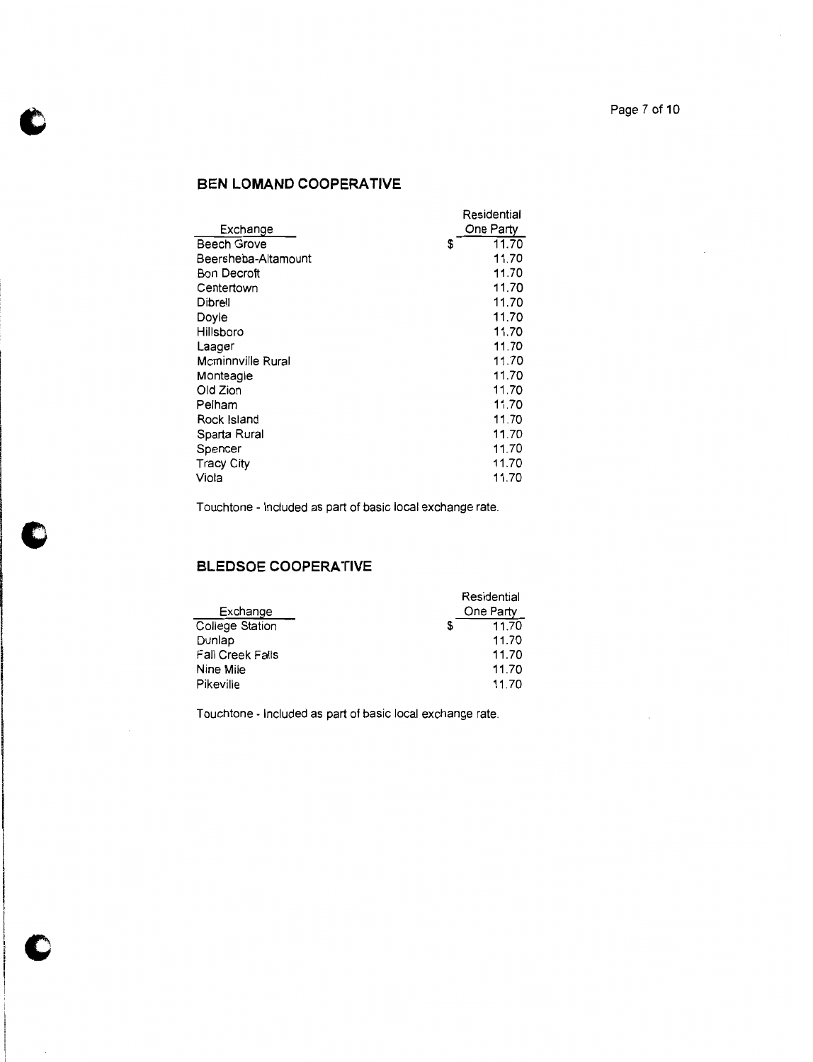## BEN LOMAND COOPERATIVE

| Exchange | Residential One Party |
|---|---|
| Beech Grove | $ 11.70 |
| Beersheba-Altamount | 11.70 |
| Bon Decroft | 11.70 |
| Centertown | 11.70 |
| Dibrell | 11.70 |
| Doyle | 11.70 |
| Hillsboro | 11.70 |
| Laager | 11.70 |
| Mcminnville Rural | 11.70 |
| Monteagle | 11.70 |
| Old Zion | 11.70 |
| Pelham | 11.70 |
| Rock Island | 11.70 |
| Sparta Rural | 11.70 |
| Spencer | 11.70 |
| Tracy City | 11.70 |
| Viola | 11.70 |

Touchtone - Included as part of basic local exchange rate.

## BLEDSOE COOPERATIVE

| Exchange | Residential One Party |
|---|---|
| College Station | $ 11.70 |
| Dunlap | 11.70 |
| Fall Creek Falls | 11.70 |
| Nine Mile | 11.70 |
| Pikeville | 11.70 |

Touchtone - Included as part of basic local exchange rate.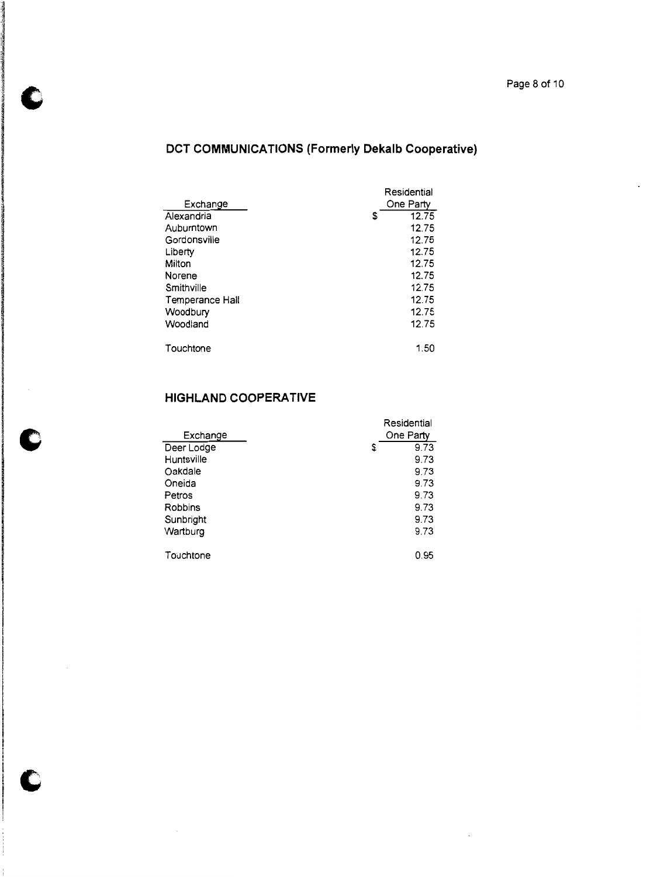## DCT COMMUNICATIONS (Formerly Dekalb Cooperative)

| Exchange | Residential One Party |
|---|---|
| Alexandria | $ 12.75 |
| Auburntown | 12.75 |
| Gordonsville | 12.75 |
| Liberty | 12.75 |
| Milton | 12.75 |
| Norene | 12.75 |
| Smithville | 12.75 |
| Temperance Hall | 12.75 |
| Woodbury | 12.75 |
| Woodland | 12.75 |
| | |
| Touchtone | 1.50 |

## HIGHLAND COOPERATIVE

| Exchange | Residential One Party |
|---|---|
| Deer Lodge | $ 9.73 |
| Huntsville | 9.73 |
| Oakdale | 9.73 |
| Oneida | 9.73 |
| Petros | 9.73 |
| Robbins | 9.73 |
| Sunbright | 9.73 |
| Wartburg | 9.73 |
| | |
| Touchtone | 0.95 |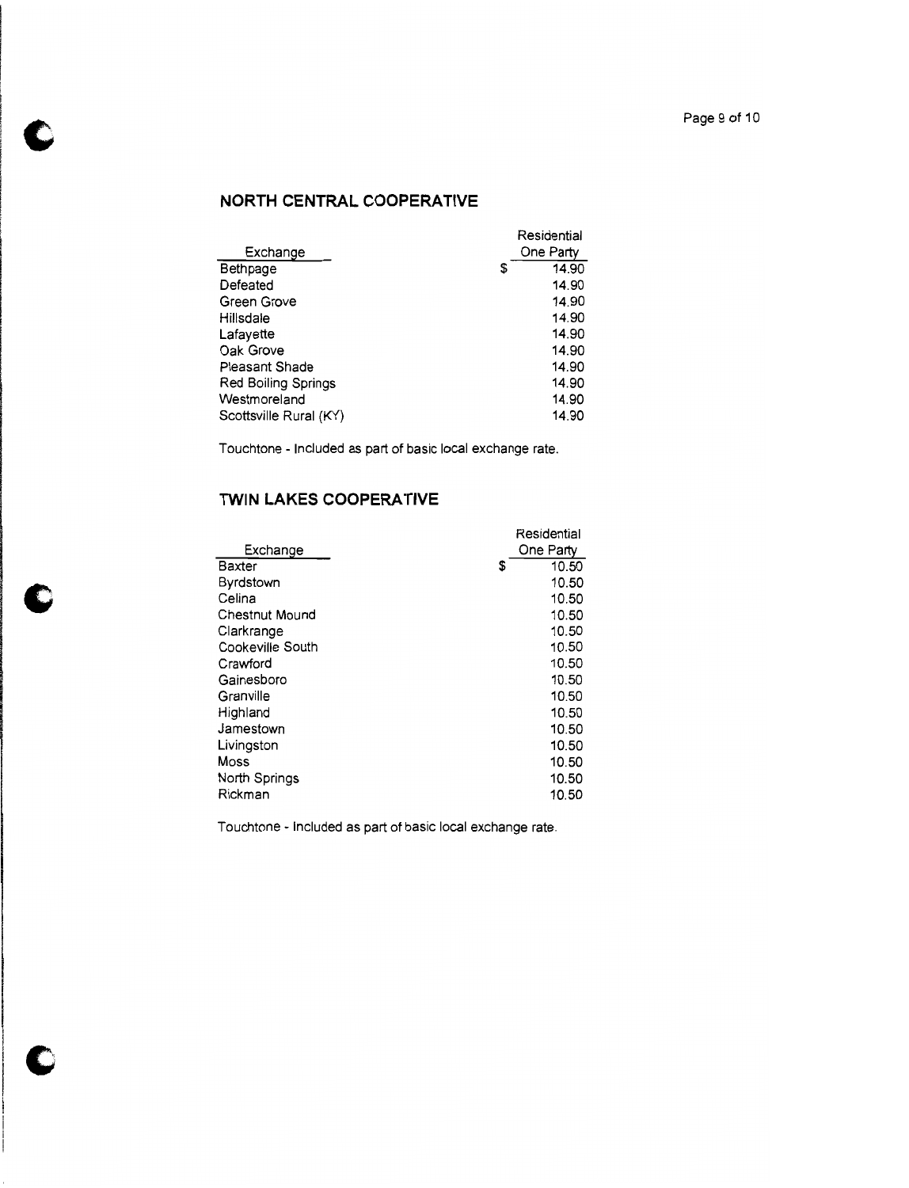## NORTH CENTRAL COOPERATIVE

| Exchange | Residential One Party |
|---|---|
| Bethpage | $ 14.90 |
| Defeated | 14.90 |
| Green Grove | 14.90 |
| Hillsdale | 14.90 |
| Lafayette | 14.90 |
| Oak Grove | 14.90 |
| Pleasant Shade | 14.90 |
| Red Boiling Springs | 14.90 |
| Westmoreland | 14.90 |
| Scottsville Rural (KY) | 14.90 |

Touchtone - Included as part of basic local exchange rate.

## TWIN LAKES COOPERATIVE

| Exchange | Residential One Party |
|---|---|
| Baxter | $ 10.50 |
| Byrdstown | 10.50 |
| Celina | 10.50 |
| Chestnut Mound | 10.50 |
| Clarkrange | 10.50 |
| Cookeville South | 10.50 |
| Crawford | 10.50 |
| Gainesboro | 10.50 |
| Granville | 10.50 |
| Highland | 10.50 |
| Jamestown | 10.50 |
| Livingston | 10.50 |
| Moss | 10.50 |
| North Springs | 10.50 |
| Rickman | 10.50 |

Touchtone - Included as part of basic local exchange rate.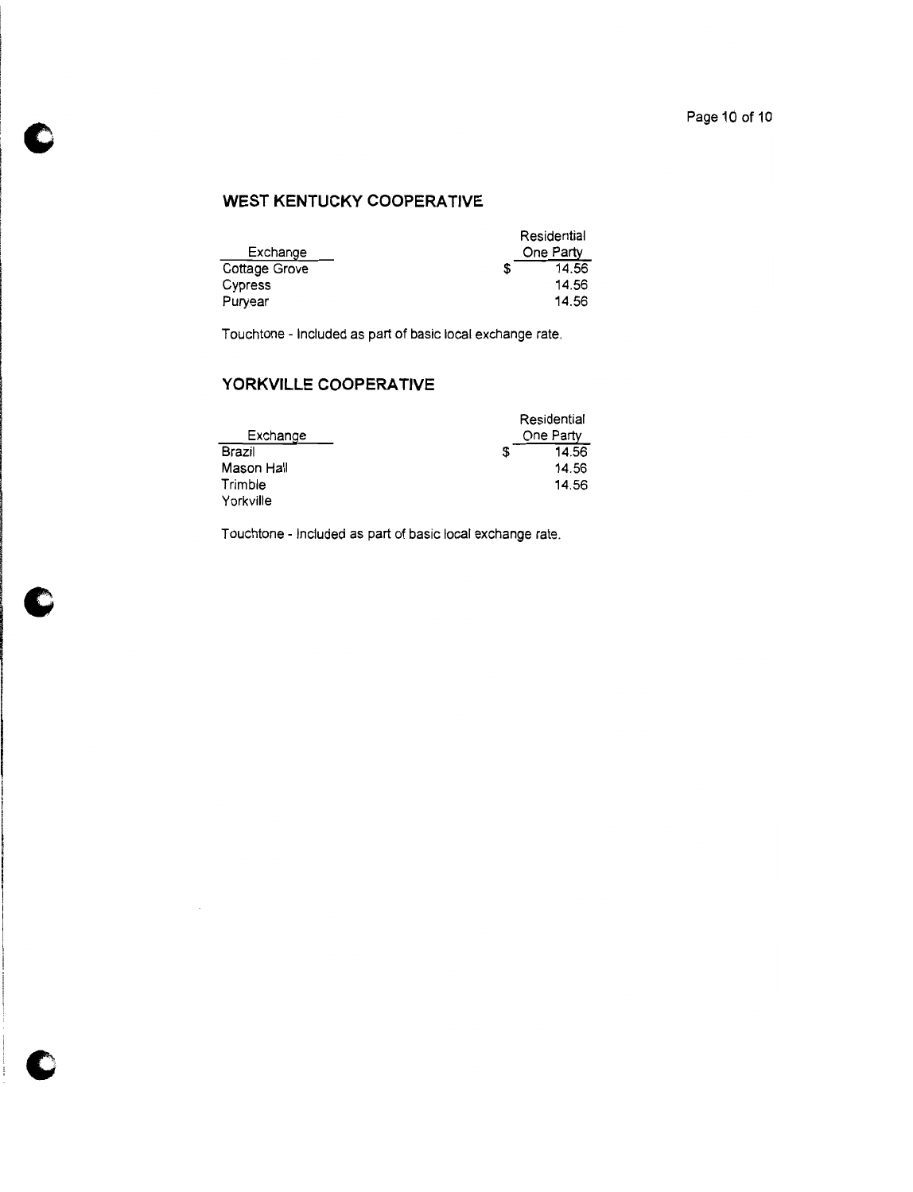## WEST KENTUCKY COOPERATIVE

| Exchange | | Residential One Party |
| --- | --- | --- |
| Cottage Grove | $ | 14.56 |
| Cypress | | 14.56 |
| Puryear | | 14.56 |

Touchtone - Included as part of basic local exchange rate.

## YORKVILLE COOPERATIVE

| Exchange | | Residential One Party |
| --- | --- | --- |
| Brazil | $ | 14.56 |
| Mason Hall | | 14.56 |
| Trimble | | 14.56 |
| Yorkville | | |

Touchtone - Included as part of basic local exchange rate.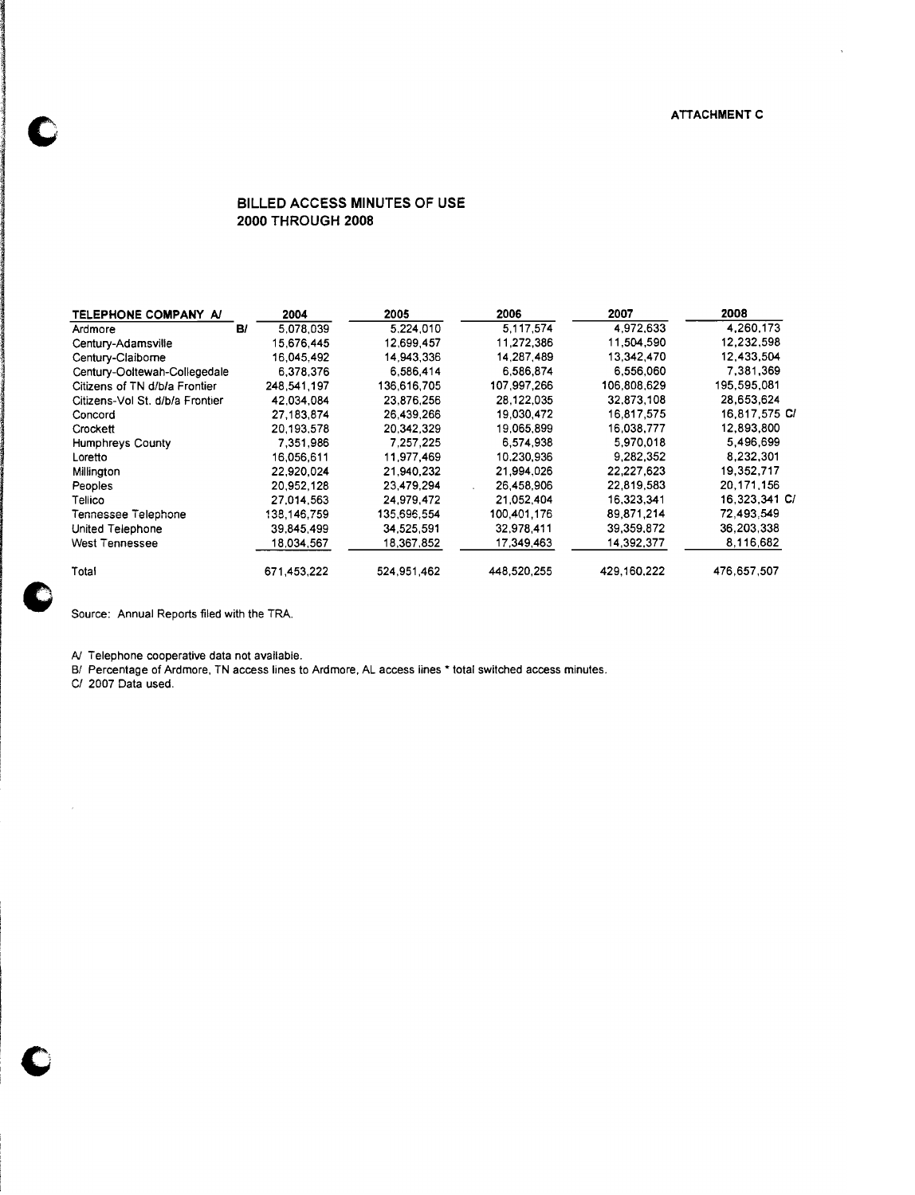ATTACHMENT C

## BILLED ACCESS MINUTES OF USE
## 2000 THROUGH 2008

| TELEPHONE COMPANY A/ | | 2004 | 2005 | 2006 | 2007 | 2008 |
|---|---|---|---|---|---|---|
| Ardmore | B/ | 5,078,039 | 5,224,010 | 5,117,574 | 4,972,633 | 4,260,173 |
| Century-Adamsville | | 15,676,445 | 12,699,457 | 11,272,386 | 11,504,590 | 12,232,598 |
| Century-Claiborne | | 16,045,492 | 14,943,336 | 14,287,489 | 13,342,470 | 12,433,504 |
| Century-Ooltewah-Collegedale | | 6,378,376 | 6,586,414 | 6,586,874 | 6,556,060 | 7,381,369 |
| Citizens of TN d/b/a Frontier | | 248,541,197 | 136,616,705 | 107,997,266 | 106,808,629 | 195,595,081 |
| Citizens-Vol St. d/b/a Frontier | | 42,034,084 | 23,876,256 | 28,122,035 | 32,873,108 | 28,653,624 |
| Concord | | 27,183,874 | 26,439,266 | 19,030,472 | 16,817,575 | 16,817,575 C/ |
| Crockett | | 20,193,578 | 20,342,329 | 19,065,899 | 16,038,777 | 12,893,800 |
| Humphreys County | | 7,351,986 | 7,257,225 | 6,574,938 | 5,970,018 | 5,496,699 |
| Loretto | | 16,056,611 | 11,977,469 | 10,230,936 | 9,282,352 | 8,232,301 |
| Millington | | 22,920,024 | 21,940,232 | 21,994,026 | 22,227,623 | 19,352,717 |
| Peoples | | 20,952,128 | 23,479,294 | 26,458,906 | 22,819,583 | 20,171,156 |
| Tellico | | 27,014,563 | 24,979,472 | 21,052,404 | 16,323,341 | 16,323,341 C/ |
| Tennessee Telephone | | 138,146,759 | 135,696,554 | 100,401,176 | 89,871,214 | 72,493,549 |
| United Telephone | | 39,845,499 | 34,525,591 | 32,978,411 | 39,359,872 | 36,203,338 |
| West Tennessee | | 18,034,567 | 18,367,852 | 17,349,463 | 14,392,377 | 8,116,682 |
| Total | | 671,453,222 | 524,951,462 | 448,520,255 | 429,160,222 | 476,657,507 |

Source: Annual Reports filed with the TRA.

A/ Telephone cooperative data not available.
B/ Percentage of Ardmore, TN access lines to Ardmore, AL access lines * total switched access minutes.
C/ 2007 Data used.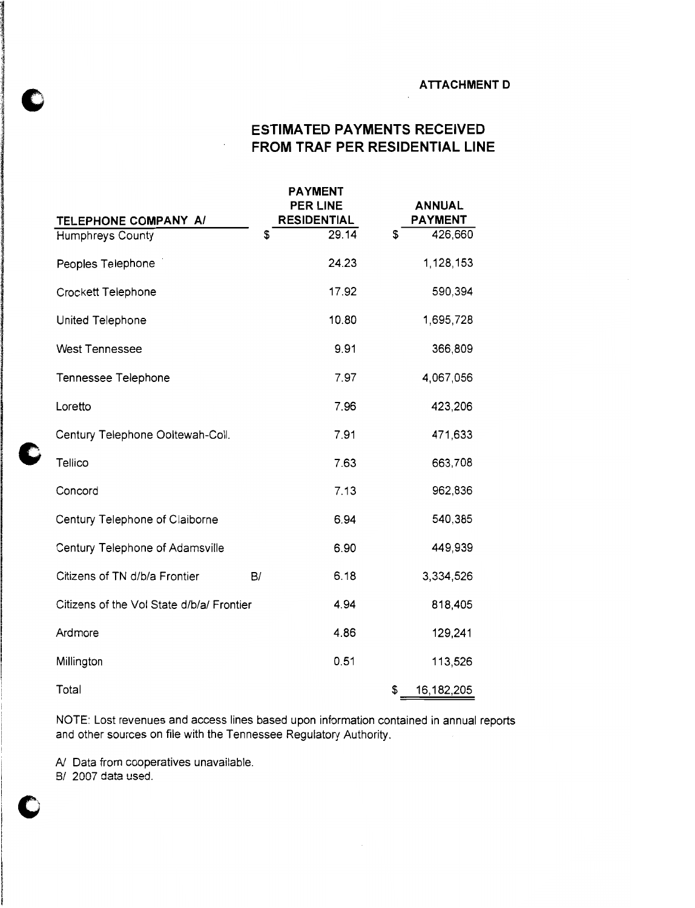**ATTACHMENT D**

## ESTIMATED PAYMENTS RECEIVED FROM TRAF PER RESIDENTIAL LINE

| TELEPHONE COMPANY A/ | | PAYMENT PER LINE RESIDENTIAL | ANNUAL PAYMENT |
|---|---|---|---|
| Humphreys County | | $ 29.14 | $ 426,660 |
| Peoples Telephone | | 24.23 | 1,128,153 |
| Crockett Telephone | | 17.92 | 590,394 |
| United Telephone | | 10.80 | 1,695,728 |
| West Tennessee | | 9.91 | 366,809 |
| Tennessee Telephone | | 7.97 | 4,067,056 |
| Loretto | | 7.96 | 423,206 |
| Century Telephone Ooltewah-Coll. | | 7.91 | 471,633 |
| Tellico | | 7.63 | 663,708 |
| Concord | | 7.13 | 962,836 |
| Century Telephone of Claiborne | | 6.94 | 540,385 |
| Century Telephone of Adamsville | | 6.90 | 449,939 |
| Citizens of TN d/b/a Frontier | B/ | 6.18 | 3,334,526 |
| Citizens of the Vol State d/b/a/ Frontier | | 4.94 | 818,405 |
| Ardmore | | 4.86 | 129,241 |
| Millington | | 0.51 | 113,526 |
| Total | | | $ 16,182,205 |

NOTE: Lost revenues and access lines based upon information contained in annual reports and other sources on file with the Tennessee Regulatory Authority.

A/ Data from cooperatives unavailable.
B/ 2007 data used.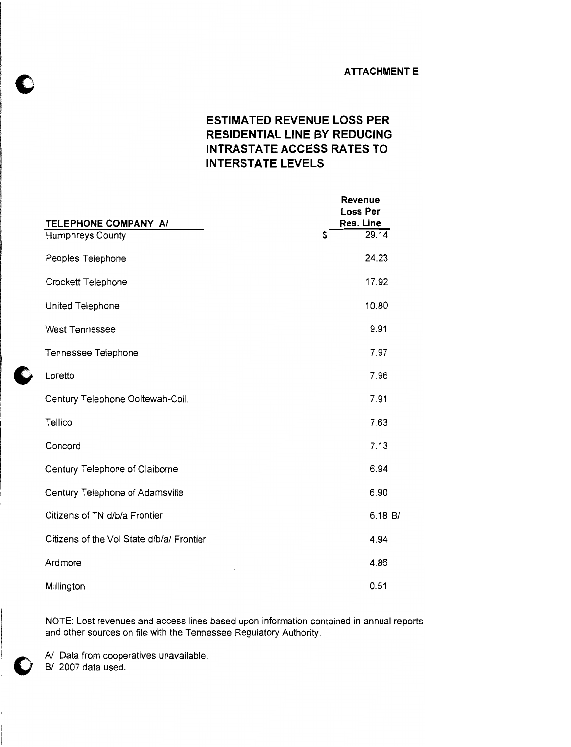**ATTACHMENT E**

# ESTIMATED REVENUE LOSS PER RESIDENTIAL LINE BY REDUCING INTRASTATE ACCESS RATES TO INTERSTATE LEVELS

| TELEPHONE COMPANY A/ | Revenue Loss Per Res. Line |
|---|---|
| Humphreys County | $ 29.14 |
| Peoples Telephone | 24.23 |
| Crockett Telephone | 17.92 |
| United Telephone | 10.80 |
| West Tennessee | 9.91 |
| Tennessee Telephone | 7.97 |
| Loretto | 7.96 |
| Century Telephone Ooltewah-Coll. | 7.91 |
| Tellico | 7.63 |
| Concord | 7.13 |
| Century Telephone of Claiborne | 6.94 |
| Century Telephone of Adamsville | 6.90 |
| Citizens of TN d/b/a Frontier | 6.18 B/ |
| Citizens of the Vol State d/b/a/ Frontier | 4.94 |
| Ardmore | 4.86 |
| Millington | 0.51 |

NOTE: Lost revenues and access lines based upon information contained in annual reports and other sources on file with the Tennessee Regulatory Authority.

A/ Data from cooperatives unavailable.
B/ 2007 data used.